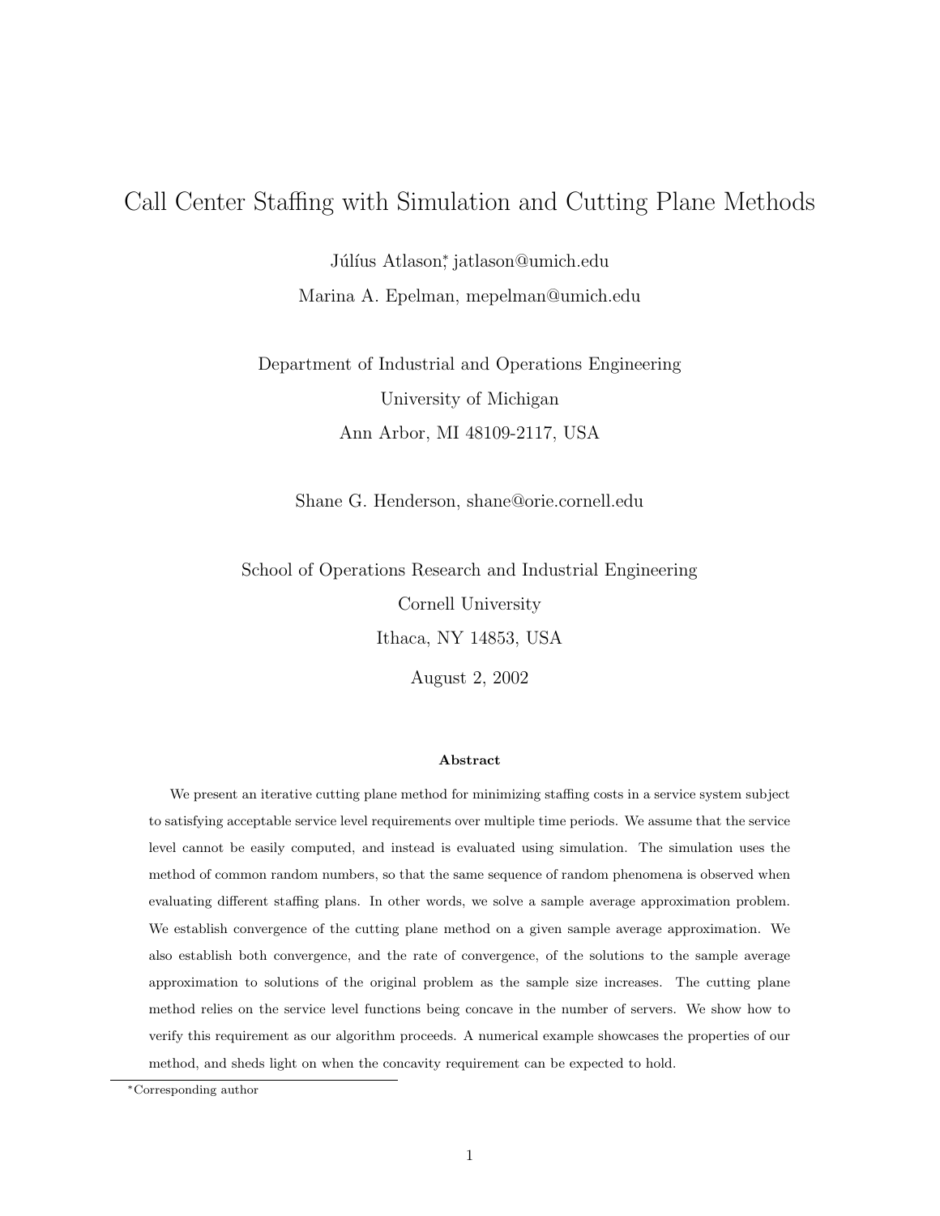# Call Center Staffing with Simulation and Cutting Plane Methods

Júlíus Atlason[*], jatlason@umich.edu

Marina A. Epelman, mepelman@umich.edu

Department of Industrial and Operations Engineering

University of Michigan

Ann Arbor, MI 48109-2117, USA

Shane G. Henderson, shane@orie.cornell.edu

School of Operations Research and Industrial Engineering

Cornell University

Ithaca, NY 14853, USA

August 2, 2002

### Abstract

We present an iterative cutting plane method for minimizing staffing costs in a service system subject to satisfying acceptable service level requirements over multiple time periods. We assume that the service level cannot be easily computed, and instead is evaluated using simulation. The simulation uses the method of common random numbers, so that the same sequence of random phenomena is observed when evaluating different staffing plans. In other words, we solve a sample average approximation problem. We establish convergence of the cutting plane method on a given sample average approximation. We also establish both convergence, and the rate of convergence, of the solutions to the sample average approximation to solutions of the original problem as the sample size increases. The cutting plane method relies on the service level functions being concave in the number of servers. We show how to verify this requirement as our algorithm proceeds. A numerical example showcases the properties of our method, and sheds light on when the concavity requirement can be expected to hold.

[*] Corresponding author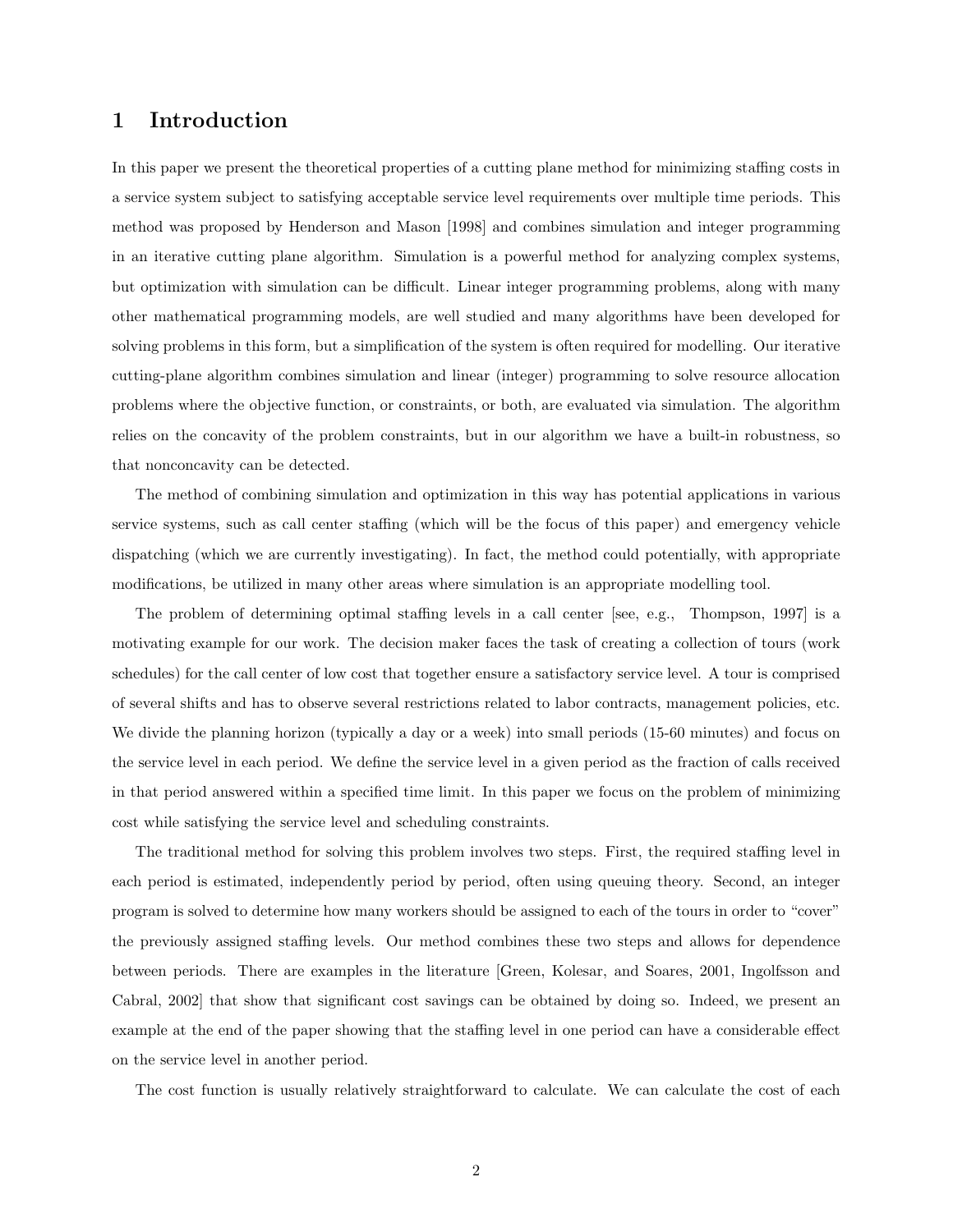## 1 Introduction

In this paper we present the theoretical properties of a cutting plane method for minimizing staffing costs in a service system subject to satisfying acceptable service level requirements over multiple time periods. This method was proposed by Henderson and Mason [1998] and combines simulation and integer programming in an iterative cutting plane algorithm. Simulation is a powerful method for analyzing complex systems, but optimization with simulation can be difficult. Linear integer programming problems, along with many other mathematical programming models, are well studied and many algorithms have been developed for solving problems in this form, but a simplification of the system is often required for modelling. Our iterative cutting-plane algorithm combines simulation and linear (integer) programming to solve resource allocation problems where the objective function, or constraints, or both, are evaluated via simulation. The algorithm relies on the concavity of the problem constraints, but in our algorithm we have a built-in robustness, so that nonconcavity can be detected.

The method of combining simulation and optimization in this way has potential applications in various service systems, such as call center staffing (which will be the focus of this paper) and emergency vehicle dispatching (which we are currently investigating). In fact, the method could potentially, with appropriate modifications, be utilized in many other areas where simulation is an appropriate modelling tool.

The problem of determining optimal staffing levels in a call center [see, e.g., Thompson, 1997] is a motivating example for our work. The decision maker faces the task of creating a collection of tours (work schedules) for the call center of low cost that together ensure a satisfactory service level. A tour is comprised of several shifts and has to observe several restrictions related to labor contracts, management policies, etc. We divide the planning horizon (typically a day or a week) into small periods (15-60 minutes) and focus on the service level in each period. We define the service level in a given period as the fraction of calls received in that period answered within a specified time limit. In this paper we focus on the problem of minimizing cost while satisfying the service level and scheduling constraints.

The traditional method for solving this problem involves two steps. First, the required staffing level in each period is estimated, independently period by period, often using queuing theory. Second, an integer program is solved to determine how many workers should be assigned to each of the tours in order to "cover" the previously assigned staffing levels. Our method combines these two steps and allows for dependence between periods. There are examples in the literature [Green, Kolesar, and Soares, 2001, Ingolfsson and Cabral, 2002] that show that significant cost savings can be obtained by doing so. Indeed, we present an example at the end of the paper showing that the staffing level in one period can have a considerable effect on the service level in another period.

The cost function is usually relatively straightforward to calculate. We can calculate the cost of each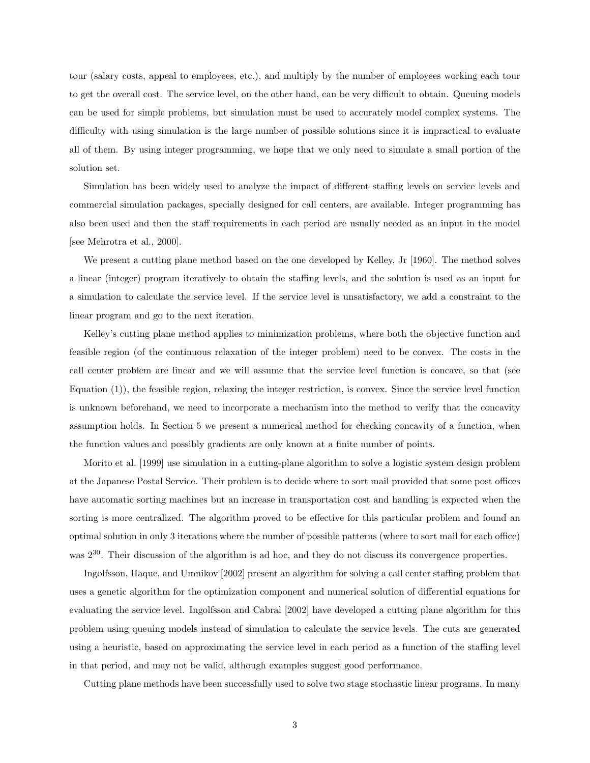tour (salary costs, appeal to employees, etc.), and multiply by the number of employees working each tour to get the overall cost. The service level, on the other hand, can be very difficult to obtain. Queuing models can be used for simple problems, but simulation must be used to accurately model complex systems. The difficulty with using simulation is the large number of possible solutions since it is impractical to evaluate all of them. By using integer programming, we hope that we only need to simulate a small portion of the solution set.

Simulation has been widely used to analyze the impact of different staffing levels on service levels and commercial simulation packages, specially designed for call centers, are available. Integer programming has also been used and then the staff requirements in each period are usually needed as an input in the model [see Mehrotra et al., 2000].

We present a cutting plane method based on the one developed by Kelley, Jr [1960]. The method solves a linear (integer) program iteratively to obtain the staffing levels, and the solution is used as an input for a simulation to calculate the service level. If the service level is unsatisfactory, we add a constraint to the linear program and go to the next iteration.

Kelley's cutting plane method applies to minimization problems, where both the objective function and feasible region (of the continuous relaxation of the integer problem) need to be convex. The costs in the call center problem are linear and we will assume that the service level function is concave, so that (see Equation (1)), the feasible region, relaxing the integer restriction, is convex. Since the service level function is unknown beforehand, we need to incorporate a mechanism into the method to verify that the concavity assumption holds. In Section 5 we present a numerical method for checking concavity of a function, when the function values and possibly gradients are only known at a finite number of points.

Morito et al. [1999] use simulation in a cutting-plane algorithm to solve a logistic system design problem at the Japanese Postal Service. Their problem is to decide where to sort mail provided that some post offices have automatic sorting machines but an increase in transportation cost and handling is expected when the sorting is more centralized. The algorithm proved to be effective for this particular problem and found an optimal solution in only 3 iterations where the number of possible patterns (where to sort mail for each office) was $2^{30}$. Their discussion of the algorithm is ad hoc, and they do not discuss its convergence properties.

Ingolfsson, Haque, and Umnikov [2002] present an algorithm for solving a call center staffing problem that uses a genetic algorithm for the optimization component and numerical solution of differential equations for evaluating the service level. Ingolfsson and Cabral [2002] have developed a cutting plane algorithm for this problem using queuing models instead of simulation to calculate the service levels. The cuts are generated using a heuristic, based on approximating the service level in each period as a function of the staffing level in that period, and may not be valid, although examples suggest good performance.

Cutting plane methods have been successfully used to solve two stage stochastic linear programs. In many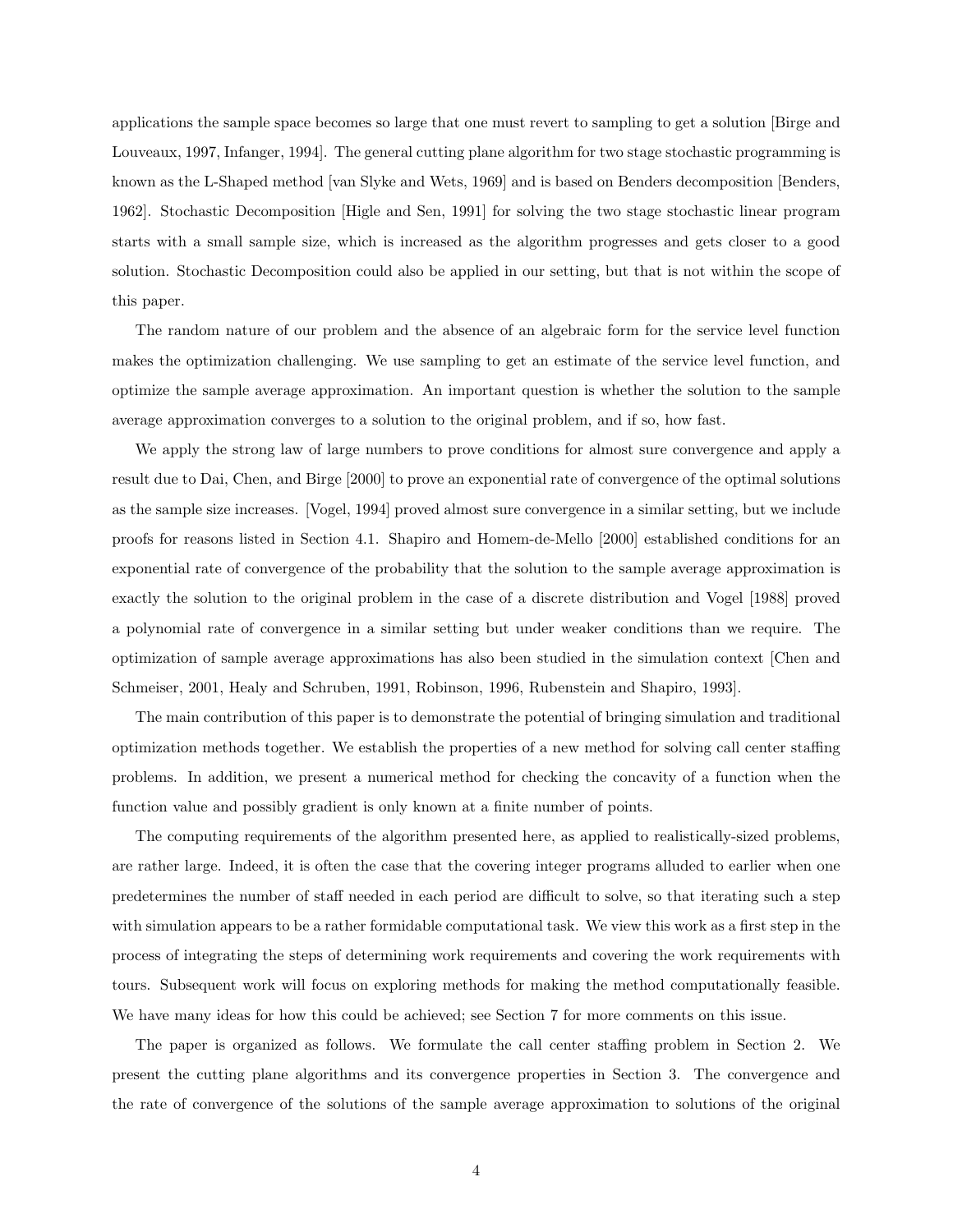applications the sample space becomes so large that one must revert to sampling to get a solution [Birge and Louveaux, 1997, Infanger, 1994]. The general cutting plane algorithm for two stage stochastic programming is known as the L-Shaped method [van Slyke and Wets, 1969] and is based on Benders decomposition [Benders, 1962]. Stochastic Decomposition [Higle and Sen, 1991] for solving the two stage stochastic linear program starts with a small sample size, which is increased as the algorithm progresses and gets closer to a good solution. Stochastic Decomposition could also be applied in our setting, but that is not within the scope of this paper.

The random nature of our problem and the absence of an algebraic form for the service level function makes the optimization challenging. We use sampling to get an estimate of the service level function, and optimize the sample average approximation. An important question is whether the solution to the sample average approximation converges to a solution to the original problem, and if so, how fast.

We apply the strong law of large numbers to prove conditions for almost sure convergence and apply a result due to Dai, Chen, and Birge [2000] to prove an exponential rate of convergence of the optimal solutions as the sample size increases. [Vogel, 1994] proved almost sure convergence in a similar setting, but we include proofs for reasons listed in Section 4.1. Shapiro and Homem-de-Mello [2000] established conditions for an exponential rate of convergence of the probability that the solution to the sample average approximation is exactly the solution to the original problem in the case of a discrete distribution and Vogel [1988] proved a polynomial rate of convergence in a similar setting but under weaker conditions than we require. The optimization of sample average approximations has also been studied in the simulation context [Chen and Schmeiser, 2001, Healy and Schruben, 1991, Robinson, 1996, Rubenstein and Shapiro, 1993].

The main contribution of this paper is to demonstrate the potential of bringing simulation and traditional optimization methods together. We establish the properties of a new method for solving call center staffing problems. In addition, we present a numerical method for checking the concavity of a function when the function value and possibly gradient is only known at a finite number of points.

The computing requirements of the algorithm presented here, as applied to realistically-sized problems, are rather large. Indeed, it is often the case that the covering integer programs alluded to earlier when one predetermines the number of staff needed in each period are difficult to solve, so that iterating such a step with simulation appears to be a rather formidable computational task. We view this work as a first step in the process of integrating the steps of determining work requirements and covering the work requirements with tours. Subsequent work will focus on exploring methods for making the method computationally feasible. We have many ideas for how this could be achieved; see Section 7 for more comments on this issue.

The paper is organized as follows. We formulate the call center staffing problem in Section 2. We present the cutting plane algorithms and its convergence properties in Section 3. The convergence and the rate of convergence of the solutions of the sample average approximation to solutions of the original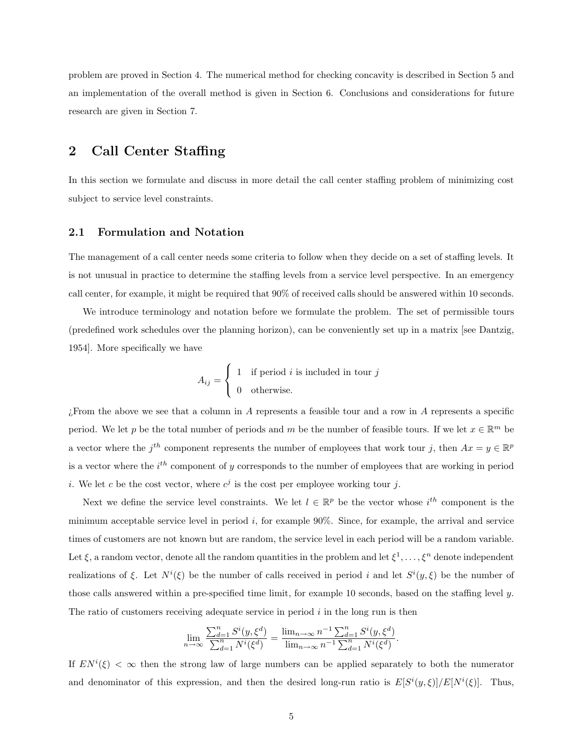problem are proved in Section 4. The numerical method for checking concavity is described in Section 5 and an implementation of the overall method is given in Section 6. Conclusions and considerations for future research are given in Section 7.

## 2 Call Center Staffing

In this section we formulate and discuss in more detail the call center staffing problem of minimizing cost subject to service level constraints.

### 2.1 Formulation and Notation

The management of a call center needs some criteria to follow when they decide on a set of staffing levels. It is not unusual in practice to determine the staffing levels from a service level perspective. In an emergency call center, for example, it might be required that 90% of received calls should be answered within 10 seconds.

We introduce terminology and notation before we formulate the problem. The set of permissible tours (predefined work schedules over the planning horizon), can be conveniently set up in a matrix [see Dantzig, 1954]. More specifically we have

$$A_{ij} = \begin{cases} 1 & \text{if period } i \text{ is included in tour } j \\ 0 & \text{otherwise.} \end{cases}$$

¿From the above we see that a column in $A$ represents a feasible tour and a row in $A$ represents a specific period. We let $p$ be the total number of periods and $m$ be the number of feasible tours. If we let $x \in \mathbb{R}^m$ be a vector where the $j^{th}$ component represents the number of employees that work tour $j$, then $Ax = y \in \mathbb{R}^p$ is a vector where the $i^{th}$ component of $y$ corresponds to the number of employees that are working in period $i$. We let $c$ be the cost vector, where $c^j$ is the cost per employee working tour $j$.

Next we define the service level constraints. We let $l \in \mathbb{R}^p$ be the vector whose $i^{th}$ component is the minimum acceptable service level in period $i$, for example 90%. Since, for example, the arrival and service times of customers are not known but are random, the service level in each period will be a random variable. Let $\xi$, a random vector, denote all the random quantities in the problem and let $\xi^1, \ldots, \xi^n$ denote independent realizations of $\xi$. Let $N^i(\xi)$ be the number of calls received in period $i$ and let $S^i(y, \xi)$ be the number of those calls answered within a pre-specified time limit, for example 10 seconds, based on the staffing level $y$. The ratio of customers receiving adequate service in period $i$ in the long run is then

$$\lim_{n \to \infty} \frac{\sum_{d=1}^{n} S^i(y, \xi^d)}{\sum_{d=1}^{n} N^i(\xi^d)} = \frac{\lim_{n \to \infty} n^{-1} \sum_{d=1}^{n} S^i(y, \xi^d)}{\lim_{n \to \infty} n^{-1} \sum_{d=1}^{n} N^i(\xi^d)}.$$

If $EN^i(\xi) < \infty$ then the strong law of large numbers can be applied separately to both the numerator and denominator of this expression, and then the desired long-run ratio is $E[S^i(y, \xi)]/E[N^i(\xi)]$. Thus,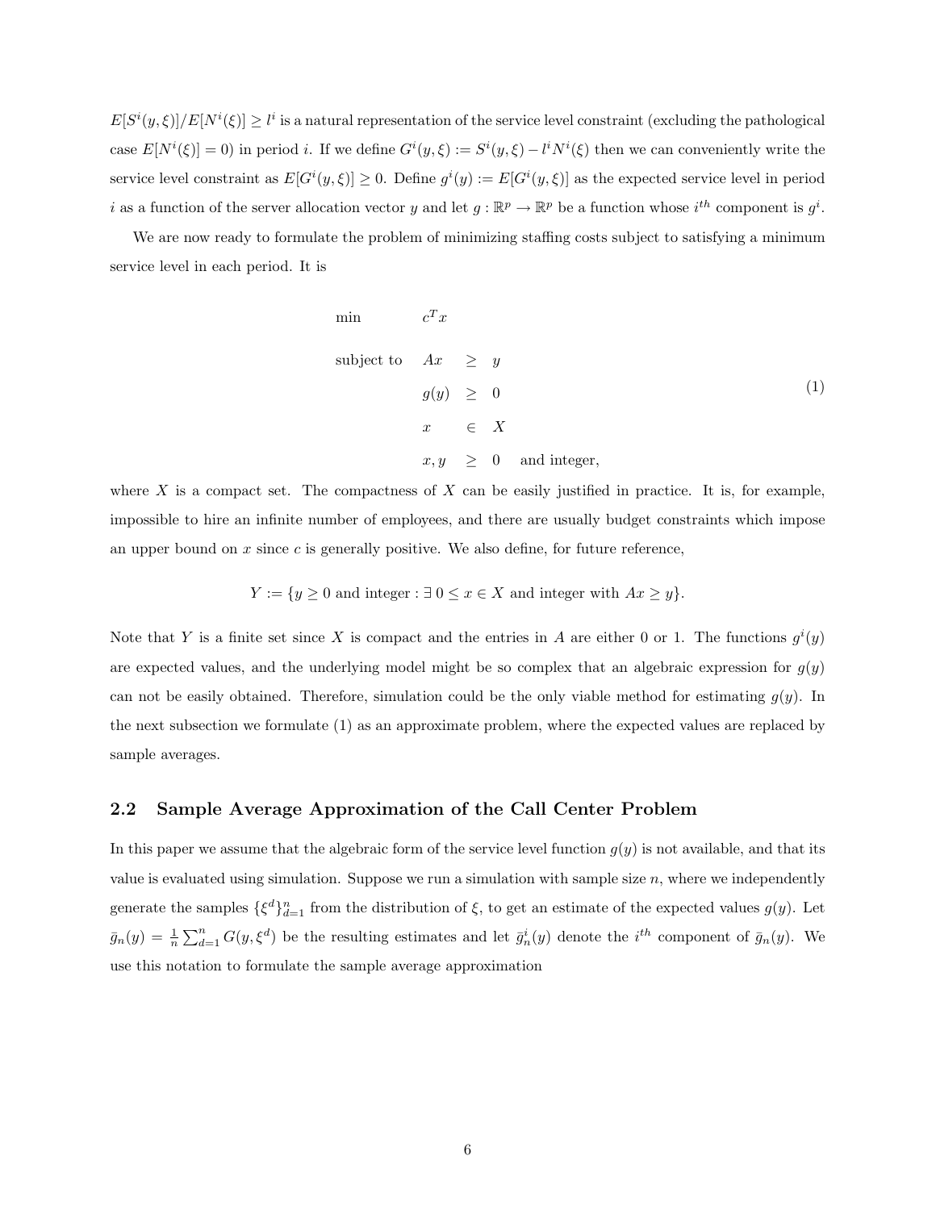$E[S^i(y,\xi)]/E[N^i(\xi)] \geq l^i$ is a natural representation of the service level constraint (excluding the pathological case $E[N^i(\xi)] = 0$) in period $i$. If we define $G^i(y,\xi) := S^i(y,\xi) - l^i N^i(\xi)$ then we can conveniently write the service level constraint as $E[G^i(y,\xi)] \geq 0$. Define $g^i(y) := E[G^i(y,\xi)]$ as the expected service level in period $i$ as a function of the server allocation vector $y$ and let $g : \mathbb{R}^p \to \mathbb{R}^p$ be a function whose $i^{th}$ component is $g^i$.

We are now ready to formulate the problem of minimizing staffing costs subject to satisfying a minimum service level in each period. It is

$$
\begin{array}{lrcll}
\min & c^T x & & & \\
\text{subject to} & Ax & \geq & y & \\
& g(y) & \geq & 0 & \\
& x & \in & X & \\
& x, y & \geq & 0 & \text{and integer,}
\end{array}
\tag{1}
$$

where $X$ is a compact set. The compactness of $X$ can be easily justified in practice. It is, for example, impossible to hire an infinite number of employees, and there are usually budget constraints which impose an upper bound on $x$ since $c$ is generally positive. We also define, for future reference,

$$Y := \{y \geq 0 \text{ and integer} : \exists\ 0 \leq x \in X \text{ and integer with } Ax \geq y\}.$$

Note that $Y$ is a finite set since $X$ is compact and the entries in $A$ are either 0 or 1. The functions $g^i(y)$ are expected values, and the underlying model might be so complex that an algebraic expression for $g(y)$ can not be easily obtained. Therefore, simulation could be the only viable method for estimating $g(y)$. In the next subsection we formulate (1) as an approximate problem, where the expected values are replaced by sample averages.

## 2.2 Sample Average Approximation of the Call Center Problem

In this paper we assume that the algebraic form of the service level function $g(y)$ is not available, and that its value is evaluated using simulation. Suppose we run a simulation with sample size $n$, where we independently generate the samples $\{\xi^d\}_{d=1}^n$ from the distribution of $\xi$, to get an estimate of the expected values $g(y)$. Let $\bar{g}_n(y) = \frac{1}{n}\sum_{d=1}^n G(y,\xi^d)$ be the resulting estimates and let $\bar{g}_n^i(y)$ denote the $i^{th}$ component of $\bar{g}_n(y)$. We use this notation to formulate the sample average approximation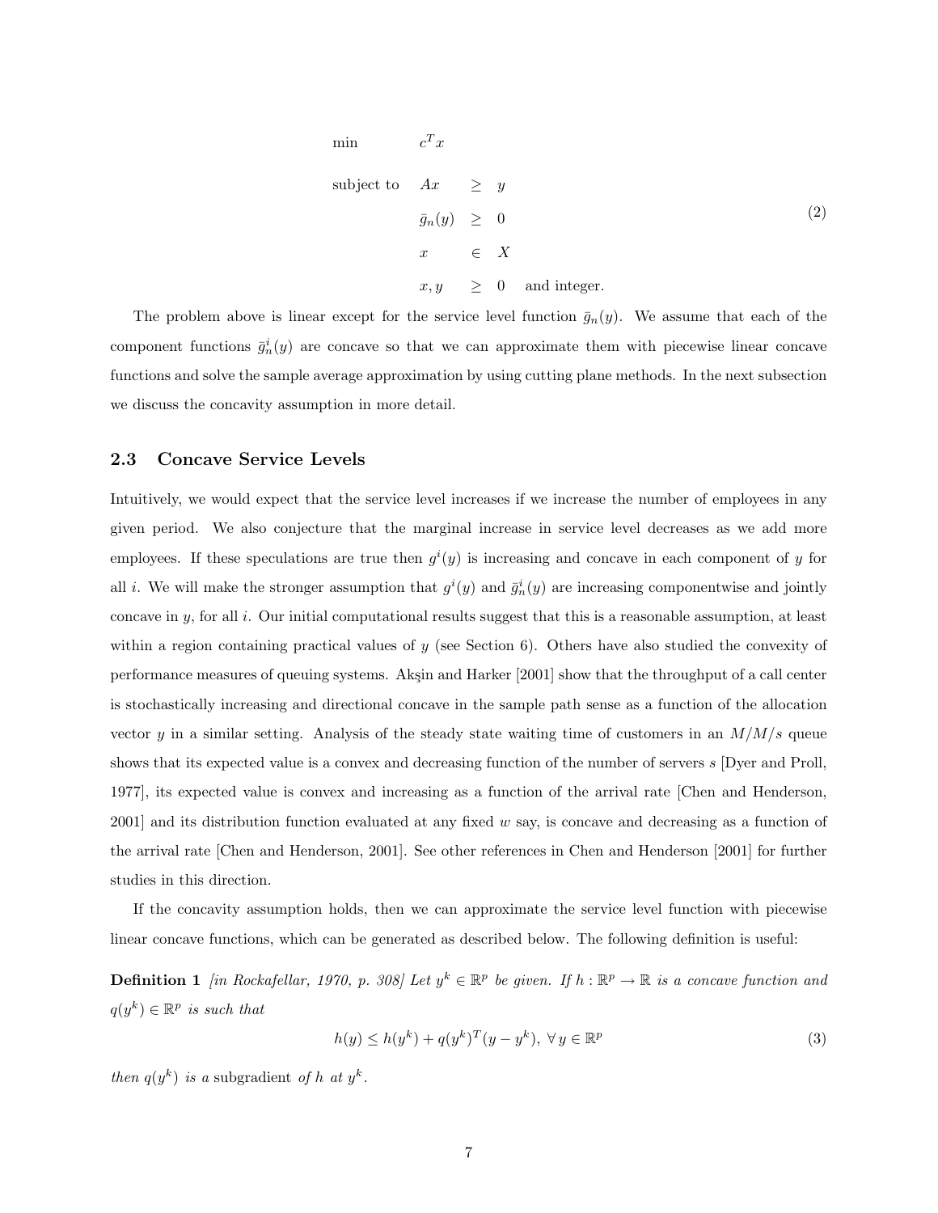$$
\begin{array}{llll}
\min & c^T x & & \\
\text{subject to} & Ax & \geq & y \\
& \bar{g}_n(y) & \geq & 0 \\
& x & \in & X \\
& x, y & \geq & 0 \quad \text{and integer.}
\end{array}
\tag{2}
$$

The problem above is linear except for the service level function $\bar{g}_n(y)$. We assume that each of the component functions $\bar{g}_n^i(y)$ are concave so that we can approximate them with piecewise linear concave functions and solve the sample average approximation by using cutting plane methods. In the next subsection we discuss the concavity assumption in more detail.

### 2.3 Concave Service Levels

Intuitively, we would expect that the service level increases if we increase the number of employees in any given period. We also conjecture that the marginal increase in service level decreases as we add more employees. If these speculations are true then $g^i(y)$ is increasing and concave in each component of $y$ for all $i$. We will make the stronger assumption that $g^i(y)$ and $\bar{g}_n^i(y)$ are increasing componentwise and jointly concave in $y$, for all $i$. Our initial computational results suggest that this is a reasonable assumption, at least within a region containing practical values of $y$ (see Section 6). Others have also studied the convexity of performance measures of queuing systems. Akşin and Harker [2001] show that the throughput of a call center is stochastically increasing and directional concave in the sample path sense as a function of the allocation vector $y$ in a similar setting. Analysis of the steady state waiting time of customers in an $M/M/s$ queue shows that its expected value is a convex and decreasing function of the number of servers $s$ [Dyer and Proll, 1977], its expected value is convex and increasing as a function of the arrival rate [Chen and Henderson, 2001] and its distribution function evaluated at any fixed $w$ say, is concave and decreasing as a function of the arrival rate [Chen and Henderson, 2001]. See other references in Chen and Henderson [2001] for further studies in this direction.

If the concavity assumption holds, then we can approximate the service level function with piecewise linear concave functions, which can be generated as described below. The following definition is useful:

**Definition 1** *[in Rockafellar, 1970, p. 308] Let $y^k \in \mathbb{R}^p$ be given. If $h : \mathbb{R}^p \to \mathbb{R}$ is a concave function and $q(y^k) \in \mathbb{R}^p$ is such that*

$$
h(y) \leq h(y^k) + q(y^k)^T (y - y^k), \; \forall \, y \in \mathbb{R}^p \tag{3}
$$

*then $q(y^k)$ is a* subgradient *of $h$ at $y^k$.*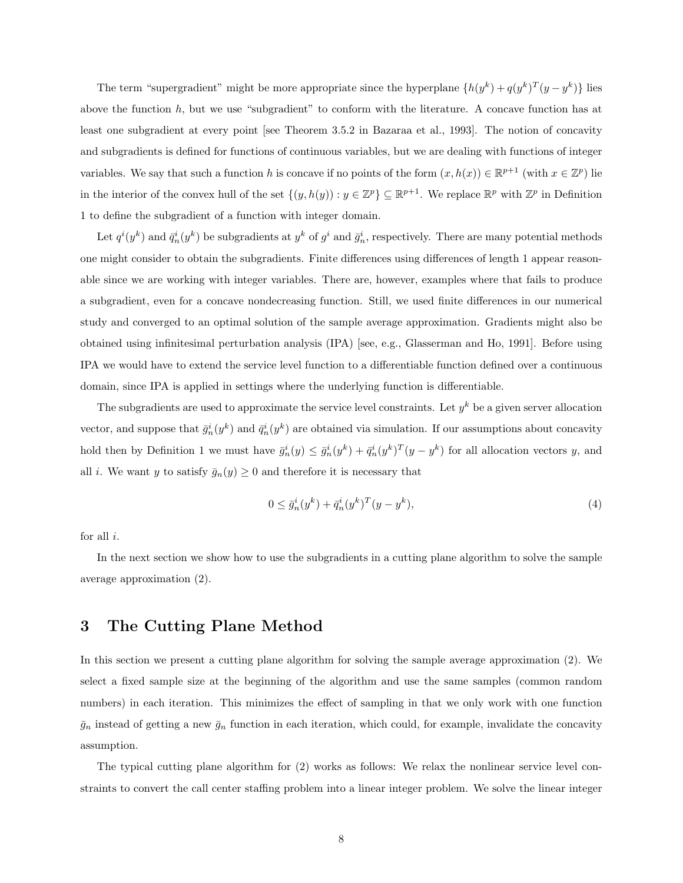The term "supergradient" might be more appropriate since the hyperplane $\{h(y^k) + q(y^k)^T(y - y^k)\}$ lies above the function $h$, but we use "subgradient" to conform with the literature. A concave function has at least one subgradient at every point [see Theorem 3.5.2 in Bazaraa et al., 1993]. The notion of concavity and subgradients is defined for functions of continuous variables, but we are dealing with functions of integer variables. We say that such a function $h$ is concave if no points of the form $(x, h(x)) \in \mathbb{R}^{p+1}$ (with $x \in \mathbb{Z}^p$) lie in the interior of the convex hull of the set $\{(y, h(y)) : y \in \mathbb{Z}^p\} \subseteq \mathbb{R}^{p+1}$. We replace $\mathbb{R}^p$ with $\mathbb{Z}^p$ in Definition 1 to define the subgradient of a function with integer domain.

Let $q^i(y^k)$ and $\bar{q}^i_n(y^k)$ be subgradients at $y^k$ of $g^i$ and $\bar{g}^i_n$, respectively. There are many potential methods one might consider to obtain the subgradients. Finite differences using differences of length 1 appear reasonable since we are working with integer variables. There are, however, examples where that fails to produce a subgradient, even for a concave nondecreasing function. Still, we used finite differences in our numerical study and converged to an optimal solution of the sample average approximation. Gradients might also be obtained using infinitesimal perturbation analysis (IPA) [see, e.g., Glasserman and Ho, 1991]. Before using IPA we would have to extend the service level function to a differentiable function defined over a continuous domain, since IPA is applied in settings where the underlying function is differentiable.

The subgradients are used to approximate the service level constraints. Let $y^k$ be a given server allocation vector, and suppose that $\bar{g}^i_n(y^k)$ and $\bar{q}^i_n(y^k)$ are obtained via simulation. If our assumptions about concavity hold then by Definition 1 we must have $\bar{g}^i_n(y) \leq \bar{g}^i_n(y^k) + \bar{q}^i_n(y^k)^T(y - y^k)$ for all allocation vectors $y$, and all $i$. We want $y$ to satisfy $\bar{g}_n(y) \geq 0$ and therefore it is necessary that

$$0 \leq \bar{g}^i_n(y^k) + \bar{q}^i_n(y^k)^T(y - y^k), \tag{4}$$

for all $i$.

In the next section we show how to use the subgradients in a cutting plane algorithm to solve the sample average approximation (2).

# 3 The Cutting Plane Method

In this section we present a cutting plane algorithm for solving the sample average approximation (2). We select a fixed sample size at the beginning of the algorithm and use the same samples (common random numbers) in each iteration. This minimizes the effect of sampling in that we only work with one function $\bar{g}_n$ instead of getting a new $\bar{g}_n$ function in each iteration, which could, for example, invalidate the concavity assumption.

The typical cutting plane algorithm for (2) works as follows: We relax the nonlinear service level constraints to convert the call center staffing problem into a linear integer problem. We solve the linear integer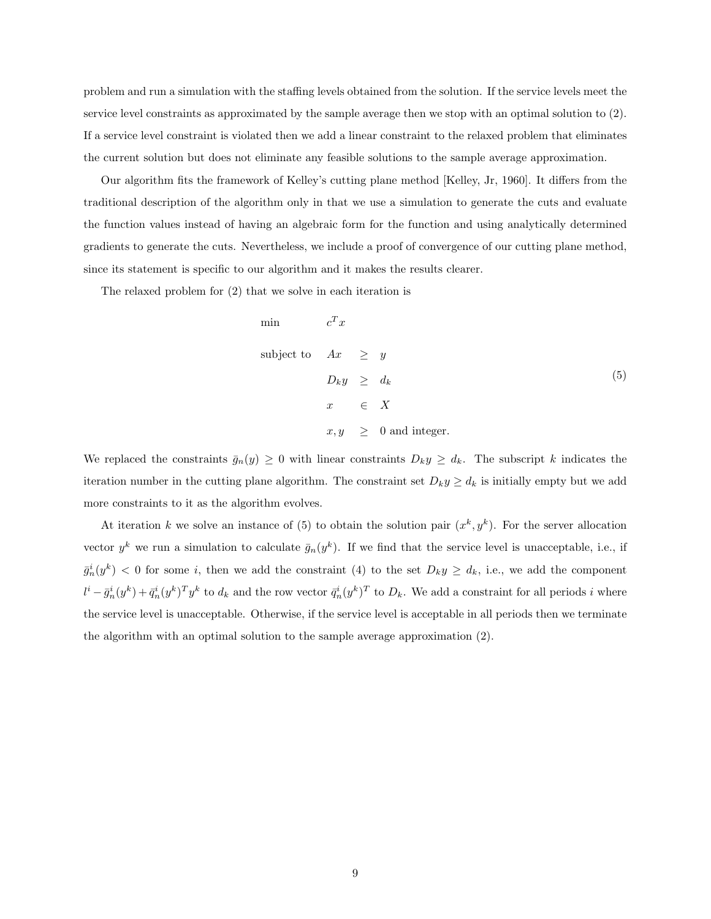problem and run a simulation with the staffing levels obtained from the solution. If the service levels meet the service level constraints as approximated by the sample average then we stop with an optimal solution to (2). If a service level constraint is violated then we add a linear constraint to the relaxed problem that eliminates the current solution but does not eliminate any feasible solutions to the sample average approximation.

Our algorithm fits the framework of Kelley's cutting plane method [Kelley, Jr, 1960]. It differs from the traditional description of the algorithm only in that we use a simulation to generate the cuts and evaluate the function values instead of having an algebraic form for the function and using analytically determined gradients to generate the cuts. Nevertheless, we include a proof of convergence of our cutting plane method, since its statement is specific to our algorithm and it makes the results clearer.

The relaxed problem for (2) that we solve in each iteration is

$$
\begin{array}{lrcl}
\min & c^T x & & \\
\text{subject to} & Ax & \geq & y \\
& D_k y & \geq & d_k \\
& x & \in & X \\
& x, y & \geq & 0 \text{ and integer.}
\end{array}
\tag{5}
$$

We replaced the constraints $\bar{g}_n(y) \geq 0$ with linear constraints $D_k y \geq d_k$. The subscript $k$ indicates the iteration number in the cutting plane algorithm. The constraint set $D_k y \geq d_k$ is initially empty but we add more constraints to it as the algorithm evolves.

At iteration $k$ we solve an instance of (5) to obtain the solution pair $(x^k, y^k)$. For the server allocation vector $y^k$ we run a simulation to calculate $\bar{g}_n(y^k)$. If we find that the service level is unacceptable, i.e., if $\bar{g}_n^i(y^k) < 0$ for some $i$, then we add the constraint (4) to the set $D_k y \geq d_k$, i.e., we add the component $l^i - \bar{g}_n^i(y^k) + \bar{q}_n^i(y^k)^T y^k$ to $d_k$ and the row vector $\bar{q}_n^i(y^k)^T$ to $D_k$. We add a constraint for all periods $i$ where the service level is unacceptable. Otherwise, if the service level is acceptable in all periods then we terminate the algorithm with an optimal solution to the sample average approximation (2).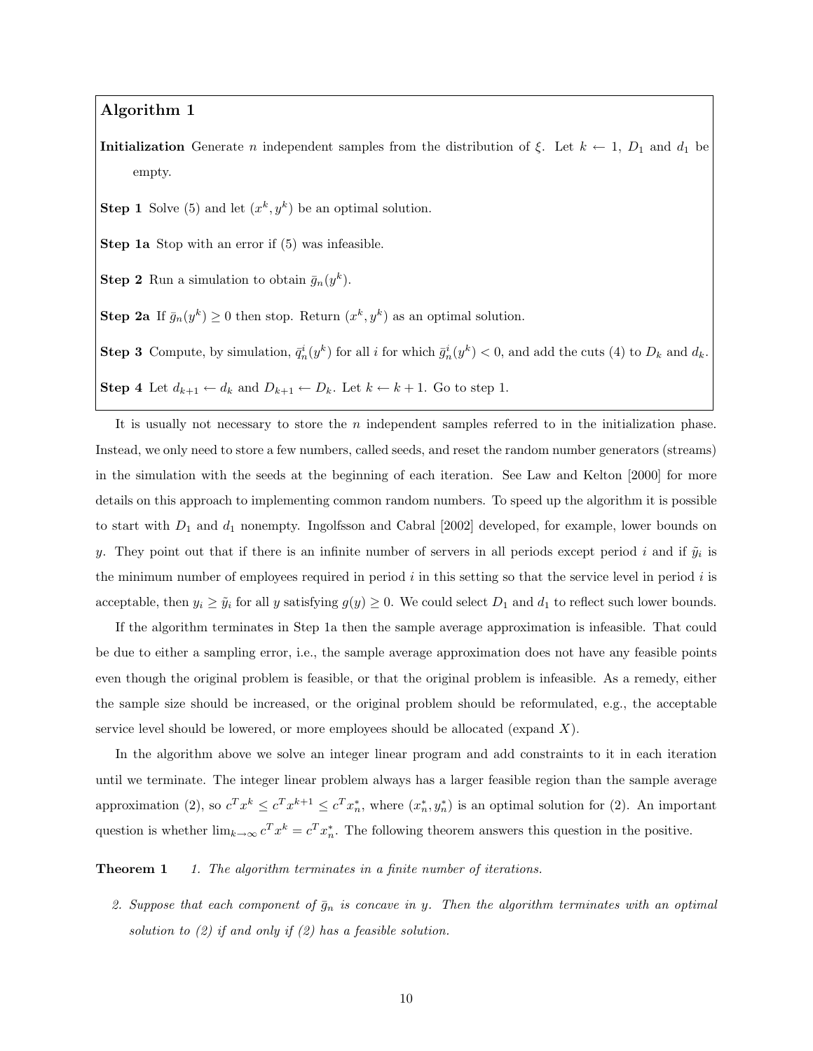**Algorithm 1**

**Initialization** Generate $n$ independent samples from the distribution of $\xi$. Let $k \leftarrow 1$, $D_1$ and $d_1$ be empty.

**Step 1** Solve (5) and let $(x^k, y^k)$ be an optimal solution.

**Step 1a** Stop with an error if (5) was infeasible.

**Step 2** Run a simulation to obtain $\bar{g}_n(y^k)$.

**Step 2a** If $\bar{g}_n(y^k) \geq 0$ then stop. Return $(x^k, y^k)$ as an optimal solution.

**Step 3** Compute, by simulation, $\bar{q}_n^i(y^k)$ for all $i$ for which $\bar{g}_n^i(y^k) < 0$, and add the cuts (4) to $D_k$ and $d_k$.

**Step 4** Let $d_{k+1} \leftarrow d_k$ and $D_{k+1} \leftarrow D_k$. Let $k \leftarrow k+1$. Go to step 1.

It is usually not necessary to store the $n$ independent samples referred to in the initialization phase. Instead, we only need to store a few numbers, called seeds, and reset the random number generators (streams) in the simulation with the seeds at the beginning of each iteration. See Law and Kelton [2000] for more details on this approach to implementing common random numbers. To speed up the algorithm it is possible to start with $D_1$ and $d_1$ nonempty. Ingolfsson and Cabral [2002] developed, for example, lower bounds on $y$. They point out that if there is an infinite number of servers in all periods except period $i$ and if $\tilde{y}_i$ is the minimum number of employees required in period $i$ in this setting so that the service level in period $i$ is acceptable, then $y_i \geq \tilde{y}_i$ for all $y$ satisfying $g(y) \geq 0$. We could select $D_1$ and $d_1$ to reflect such lower bounds.

If the algorithm terminates in Step 1a then the sample average approximation is infeasible. That could be due to either a sampling error, i.e., the sample average approximation does not have any feasible points even though the original problem is feasible, or that the original problem is infeasible. As a remedy, either the sample size should be increased, or the original problem should be reformulated, e.g., the acceptable service level should be lowered, or more employees should be allocated (expand $X$).

In the algorithm above we solve an integer linear program and add constraints to it in each iteration until we terminate. The integer linear problem always has a larger feasible region than the sample average approximation (2), so $c^T x^k \leq c^T x^{k+1} \leq c^T x_n^*$, where $(x_n^*, y_n^*)$ is an optimal solution for (2). An important question is whether $\lim_{k\to\infty} c^T x^k = c^T x_n^*$. The following theorem answers this question in the positive.

**Theorem 1** *1. The algorithm terminates in a finite number of iterations.*

*2. Suppose that each component of $\bar{g}_n$ is concave in $y$. Then the algorithm terminates with an optimal solution to (2) if and only if (2) has a feasible solution.*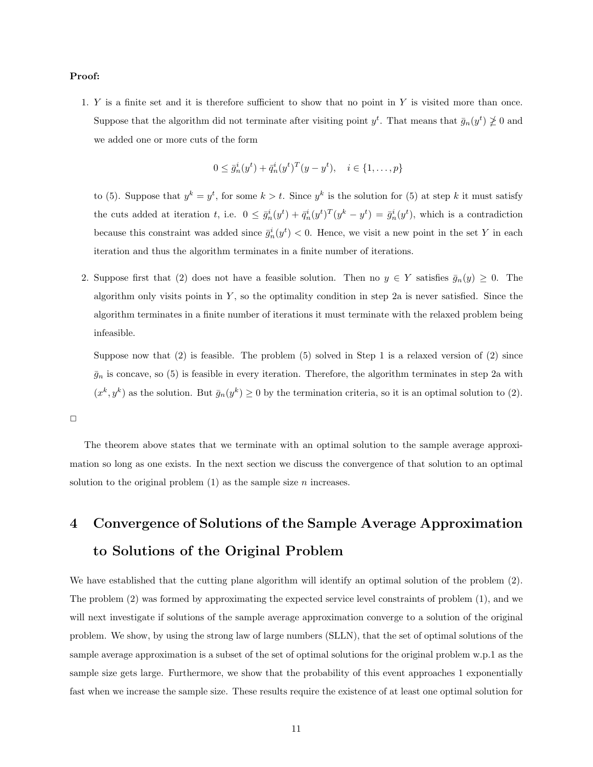**Proof:**

1. $Y$ is a finite set and it is therefore sufficient to show that no point in $Y$ is visited more than once. Suppose that the algorithm did not terminate after visiting point $y^t$. That means that $\bar{g}_n(y^t) \not\geq 0$ and we added one or more cuts of the form

$$0 \leq \bar{g}_n^i(y^t) + \bar{q}_n^i(y^t)^T(y - y^t), \quad i \in \{1, \dots, p\}$$

to (5). Suppose that $y^k = y^t$, for some $k > t$. Since $y^k$ is the solution for (5) at step $k$ it must satisfy the cuts added at iteration $t$, i.e. $0 \leq \bar{g}_n^i(y^t) + \bar{q}_n^i(y^t)^T(y^k - y^t) = \bar{g}_n^i(y^t)$, which is a contradiction because this constraint was added since $\bar{g}_n^i(y^t) < 0$. Hence, we visit a new point in the set $Y$ in each iteration and thus the algorithm terminates in a finite number of iterations.

2. Suppose first that (2) does not have a feasible solution. Then no $y \in Y$ satisfies $\bar{g}_n(y) \geq 0$. The algorithm only visits points in $Y$, so the optimality condition in step 2a is never satisfied. Since the algorithm terminates in a finite number of iterations it must terminate with the relaxed problem being infeasible.

   Suppose now that (2) is feasible. The problem (5) solved in Step 1 is a relaxed version of (2) since $\bar{g}_n$ is concave, so (5) is feasible in every iteration. Therefore, the algorithm terminates in step 2a with $(x^k, y^k)$ as the solution. But $\bar{g}_n(y^k) \geq 0$ by the termination criteria, so it is an optimal solution to (2).

□

The theorem above states that we terminate with an optimal solution to the sample average approximation so long as one exists. In the next section we discuss the convergence of that solution to an optimal solution to the original problem (1) as the sample size $n$ increases.

# 4 Convergence of Solutions of the Sample Average Approximation to Solutions of the Original Problem

We have established that the cutting plane algorithm will identify an optimal solution of the problem (2). The problem (2) was formed by approximating the expected service level constraints of problem (1), and we will next investigate if solutions of the sample average approximation converge to a solution of the original problem. We show, by using the strong law of large numbers (SLLN), that the set of optimal solutions of the sample average approximation is a subset of the set of optimal solutions for the original problem w.p.1 as the sample size gets large. Furthermore, we show that the probability of this event approaches 1 exponentially fast when we increase the sample size. These results require the existence of at least one optimal solution for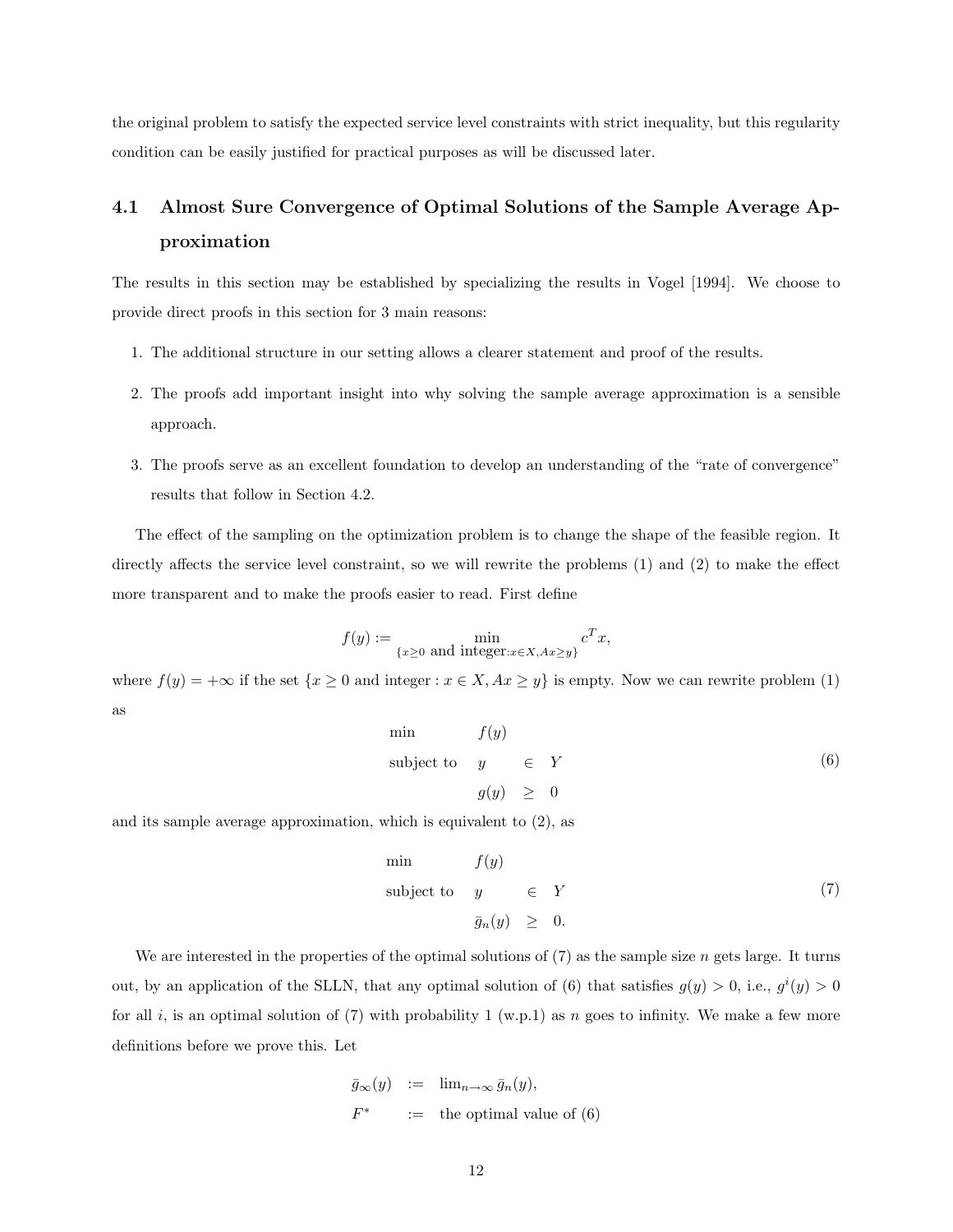the original problem to satisfy the expected service level constraints with strict inequality, but this regularity condition can be easily justified for practical purposes as will be discussed later.

## 4.1 Almost Sure Convergence of Optimal Solutions of the Sample Average Approximation

The results in this section may be established by specializing the results in Vogel [1994]. We choose to provide direct proofs in this section for 3 main reasons:

1. The additional structure in our setting allows a clearer statement and proof of the results.
2. The proofs add important insight into why solving the sample average approximation is a sensible approach.
3. The proofs serve as an excellent foundation to develop an understanding of the "rate of convergence" results that follow in Section 4.2.

The effect of the sampling on the optimization problem is to change the shape of the feasible region. It directly affects the service level constraint, so we will rewrite the problems (1) and (2) to make the effect more transparent and to make the proofs easier to read. First define

$$f(y) := \min_{\{x \geq 0 \text{ and integer}: x \in X, Ax \geq y\}} c^T x,$$

where $f(y) = +\infty$ if the set $\{x \geq 0 \text{ and integer} : x \in X, Ax \geq y\}$ is empty. Now we can rewrite problem (1) as

$$\begin{array}{lll} \min & f(y) & \\ \text{subject to} & y & \in \; Y \\ & g(y) & \geq \; 0 \end{array} \tag{6}$$

and its sample average approximation, which is equivalent to (2), as

$$\begin{array}{lll} \min & f(y) & \\ \text{subject to} & y & \in \; Y \\ & \bar{g}_n(y) & \geq \; 0. \end{array} \tag{7}$$

We are interested in the properties of the optimal solutions of (7) as the sample size $n$ gets large. It turns out, by an application of the SLLN, that any optimal solution of (6) that satisfies $g(y) > 0$, i.e., $g^i(y) > 0$ for all $i$, is an optimal solution of (7) with probability 1 (w.p.1) as $n$ goes to infinity. We make a few more definitions before we prove this. Let

$$\begin{aligned} \bar{g}_\infty(y) \;&:=\; \lim_{n\to\infty} \bar{g}_n(y), \\ F^* \;&:=\; \text{the optimal value of (6)} \end{aligned}$$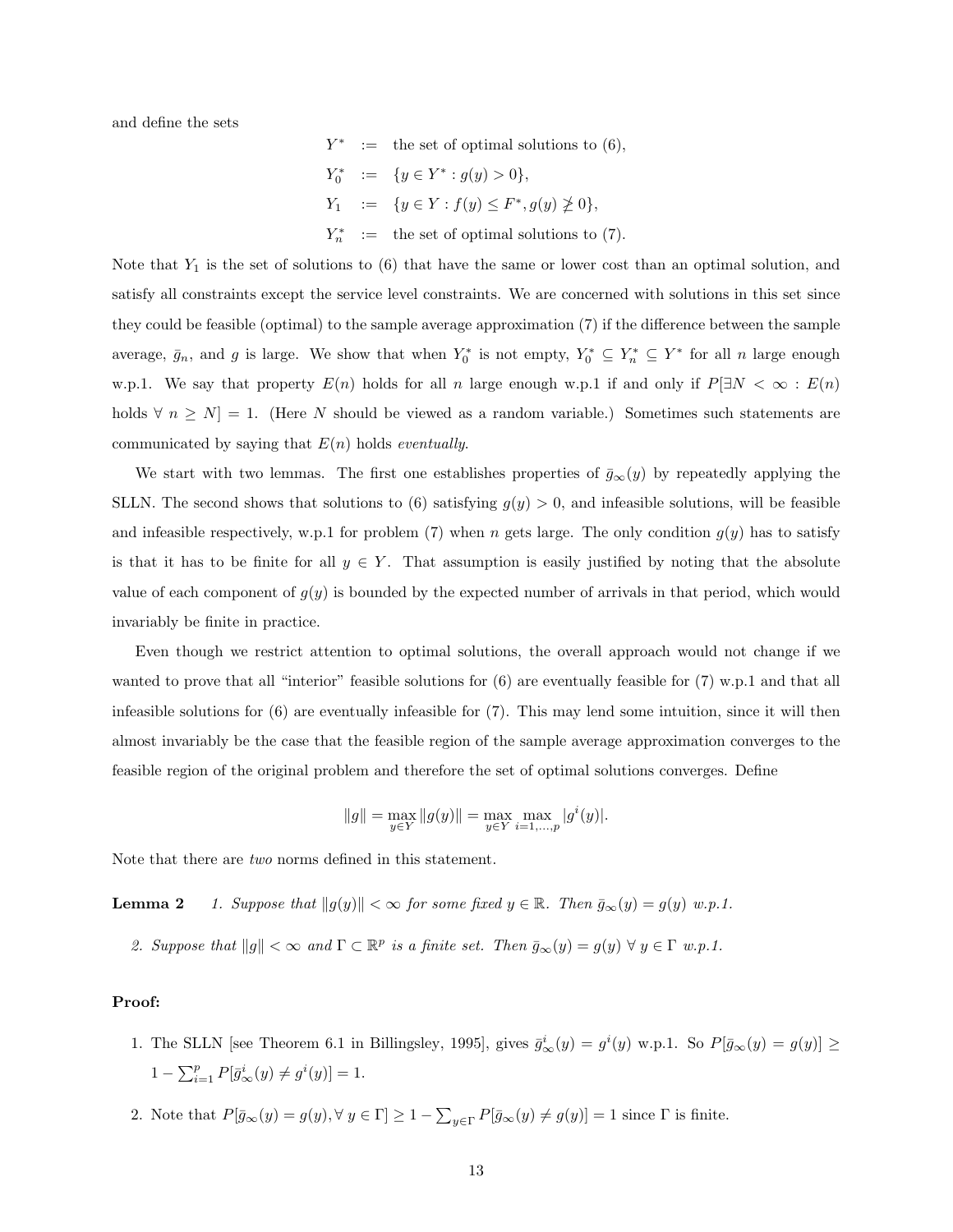and define the sets

$$
\begin{aligned}
Y^* &:= \text{ the set of optimal solutions to (6)},\\
Y_0^* &:= \{y \in Y^* : g(y) > 0\},\\
Y_1 &:= \{y \in Y : f(y) \le F^*, g(y) \ngeq 0\},\\
Y_n^* &:= \text{ the set of optimal solutions to (7)}.
\end{aligned}
$$

Note that $Y_1$ is the set of solutions to (6) that have the same or lower cost than an optimal solution, and satisfy all constraints except the service level constraints. We are concerned with solutions in this set since they could be feasible (optimal) to the sample average approximation (7) if the difference between the sample average, $\bar{g}_n$, and $g$ is large. We show that when $Y_0^*$ is not empty, $Y_0^* \subseteq Y_n^* \subseteq Y^*$ for all $n$ large enough w.p.1. We say that property $E(n)$ holds for all $n$ large enough w.p.1 if and only if $P[\exists N < \infty : E(n)$ holds $\forall\ n \ge N] = 1$. (Here $N$ should be viewed as a random variable.) Sometimes such statements are communicated by saying that $E(n)$ holds *eventually*.

We start with two lemmas. The first one establishes properties of $\bar{g}_\infty(y)$ by repeatedly applying the SLLN. The second shows that solutions to (6) satisfying $g(y) > 0$, and infeasible solutions, will be feasible and infeasible respectively, w.p.1 for problem (7) when $n$ gets large. The only condition $g(y)$ has to satisfy is that it has to be finite for all $y \in Y$. That assumption is easily justified by noting that the absolute value of each component of $g(y)$ is bounded by the expected number of arrivals in that period, which would invariably be finite in practice.

Even though we restrict attention to optimal solutions, the overall approach would not change if we wanted to prove that all "interior" feasible solutions for (6) are eventually feasible for (7) w.p.1 and that all infeasible solutions for (6) are eventually infeasible for (7). This may lend some intuition, since it will then almost invariably be the case that the feasible region of the sample average approximation converges to the feasible region of the original problem and therefore the set of optimal solutions converges. Define

$$
\|g\| = \max_{y \in Y} \|g(y)\| = \max_{y \in Y} \max_{i=1,\ldots,p} |g^i(y)|.
$$

Note that there are *two* norms defined in this statement.

**Lemma 2** *1. Suppose that $\|g(y)\| < \infty$ for some fixed $y \in \mathbb{R}$. Then $\bar{g}_\infty(y) = g(y)$ w.p.1.*

*2. Suppose that $\|g\| < \infty$ and $\Gamma \subset \mathbb{R}^p$ is a finite set. Then $\bar{g}_\infty(y) = g(y)\ \forall\ y \in \Gamma$ w.p.1.*

**Proof:**

1. The SLLN [see Theorem 6.1 in Billingsley, 1995], gives $\bar{g}^i_\infty(y) = g^i(y)$ w.p.1. So $P[\bar{g}_\infty(y) = g(y)] \ge 1 - \sum_{i=1}^p P[\bar{g}^i_\infty(y) \ne g^i(y)] = 1$.

2. Note that $P[\bar{g}_\infty(y) = g(y), \forall\ y \in \Gamma] \ge 1 - \sum_{y \in \Gamma} P[\bar{g}_\infty(y) \ne g(y)] = 1$ since $\Gamma$ is finite.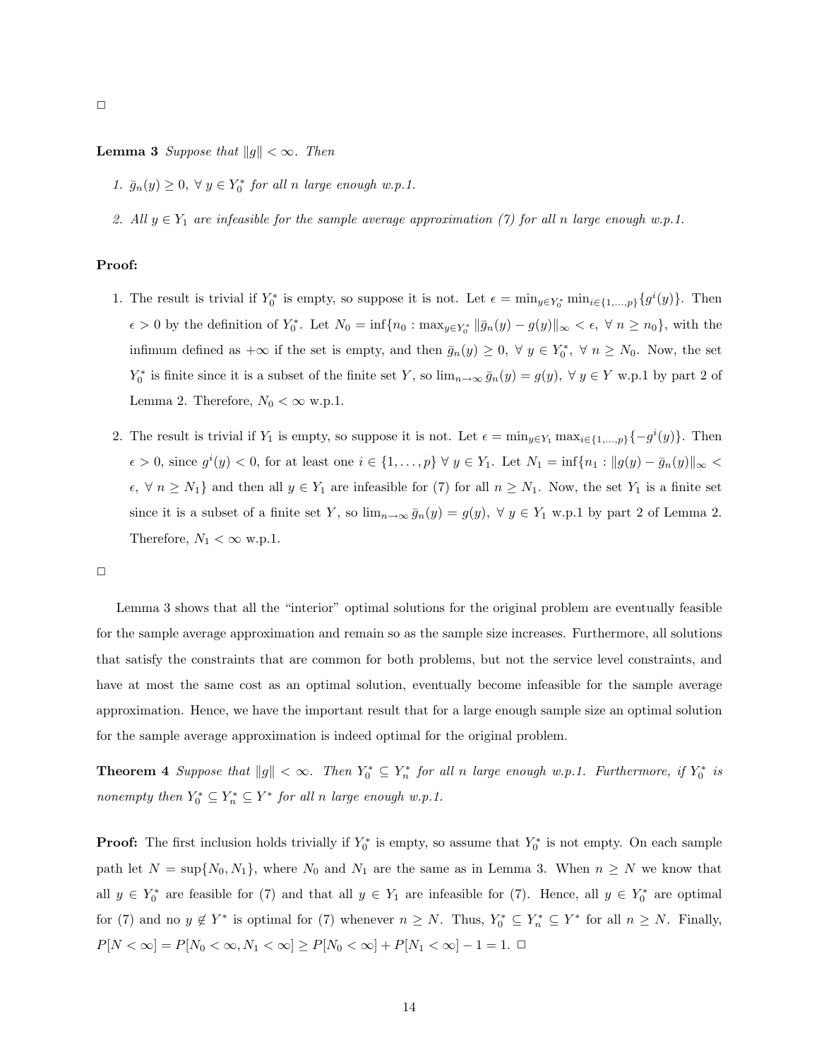□

**Lemma 3** *Suppose that $\|g\| < \infty$. Then*

1. *$\bar{g}_n(y) \geq 0,\ \forall\ y \in Y_0^*$ for all $n$ large enough w.p.1.*

2. *All $y \in Y_1$ are infeasible for the sample average approximation (7) for all $n$ large enough w.p.1.*

**Proof:**

1. The result is trivial if $Y_0^*$ is empty, so suppose it is not. Let $\epsilon = \min_{y \in Y_0^*} \min_{i \in \{1,\ldots,p\}} \{g^i(y)\}$. Then $\epsilon > 0$ by the definition of $Y_0^*$. Let $N_0 = \inf\{n_0 : \max_{y \in Y_0^*} \|\bar{g}_n(y) - g(y)\|_\infty < \epsilon,\ \forall\ n \geq n_0\}$, with the infimum defined as $+\infty$ if the set is empty, and then $\bar{g}_n(y) \geq 0,\ \forall\ y \in Y_0^*,\ \forall\ n \geq N_0$. Now, the set $Y_0^*$ is finite since it is a subset of the finite set $Y$, so $\lim_{n \to \infty} \bar{g}_n(y) = g(y),\ \forall\ y \in Y$ w.p.1 by part 2 of Lemma 2. Therefore, $N_0 < \infty$ w.p.1.

2. The result is trivial if $Y_1$ is empty, so suppose it is not. Let $\epsilon = \min_{y \in Y_1} \max_{i \in \{1,\ldots,p\}} \{-g^i(y)\}$. Then $\epsilon > 0$, since $g^i(y) < 0$, for at least one $i \in \{1,\ldots,p\}\ \forall\ y \in Y_1$. Let $N_1 = \inf\{n_1 : \|g(y) - \bar{g}_n(y)\|_\infty < \epsilon,\ \forall\ n \geq N_1\}$ and then all $y \in Y_1$ are infeasible for (7) for all $n \geq N_1$. Now, the set $Y_1$ is a finite set since it is a subset of a finite set $Y$, so $\lim_{n \to \infty} \bar{g}_n(y) = g(y),\ \forall\ y \in Y_1$ w.p.1 by part 2 of Lemma 2. Therefore, $N_1 < \infty$ w.p.1.

□

Lemma 3 shows that all the "interior" optimal solutions for the original problem are eventually feasible for the sample average approximation and remain so as the sample size increases. Furthermore, all solutions that satisfy the constraints that are common for both problems, but not the service level constraints, and have at most the same cost as an optimal solution, eventually become infeasible for the sample average approximation. Hence, we have the important result that for a large enough sample size an optimal solution for the sample average approximation is indeed optimal for the original problem.

**Theorem 4** *Suppose that $\|g\| < \infty$. Then $Y_0^* \subseteq Y_n^*$ for all $n$ large enough w.p.1. Furthermore, if $Y_0^*$ is nonempty then $Y_0^* \subseteq Y_n^* \subseteq Y^*$ for all $n$ large enough w.p.1.*

**Proof:** The first inclusion holds trivially if $Y_0^*$ is empty, so assume that $Y_0^*$ is not empty. On each sample path let $N = \sup\{N_0, N_1\}$, where $N_0$ and $N_1$ are the same as in Lemma 3. When $n \geq N$ we know that all $y \in Y_0^*$ are feasible for (7) and that all $y \in Y_1$ are infeasible for (7). Hence, all $y \in Y_0^*$ are optimal for (7) and no $y \notin Y^*$ is optimal for (7) whenever $n \geq N$. Thus, $Y_0^* \subseteq Y_n^* \subseteq Y^*$ for all $n \geq N$. Finally, $P[N < \infty] = P[N_0 < \infty, N_1 < \infty] \geq P[N_0 < \infty] + P[N_1 < \infty] - 1 = 1$. □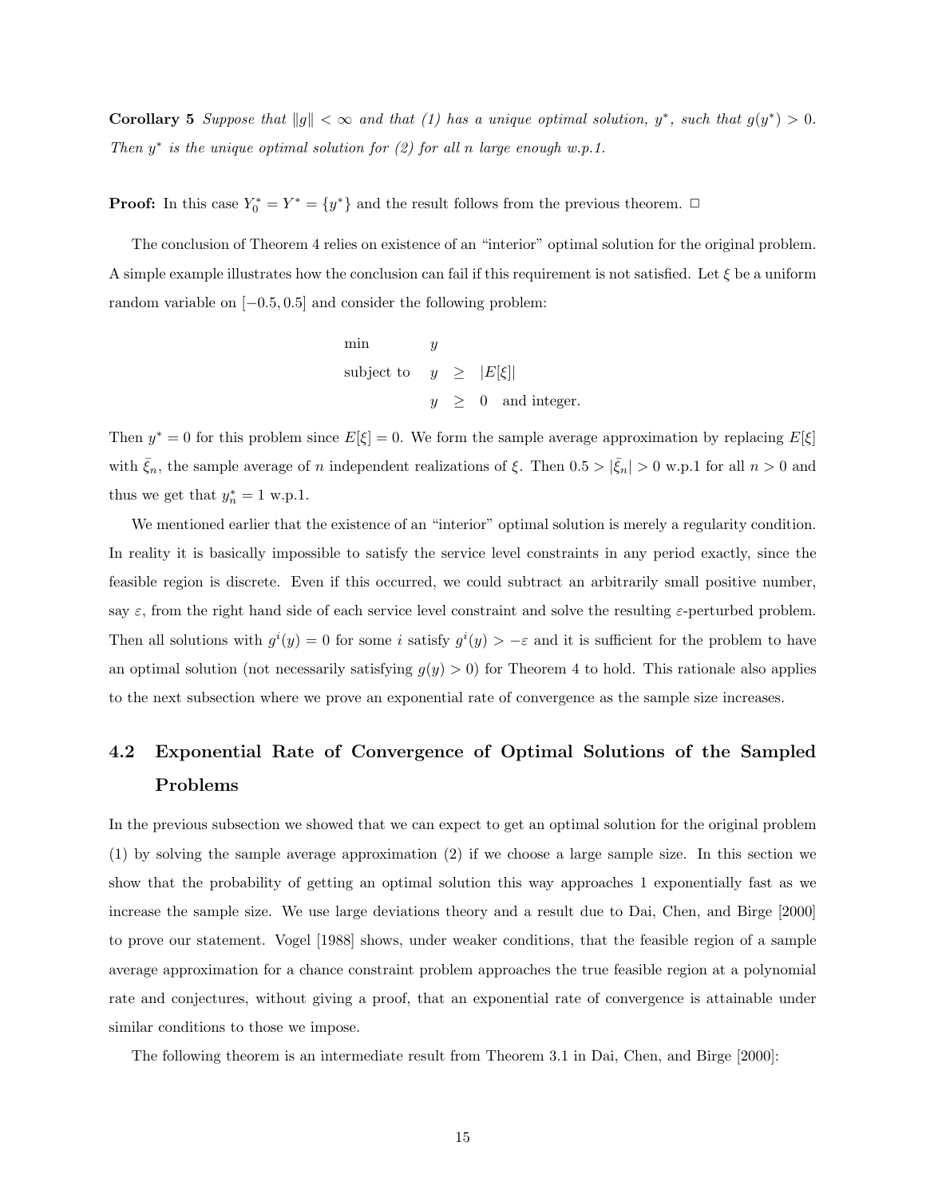**Corollary 5** *Suppose that* $\|g\| < \infty$ *and that (1) has a unique optimal solution,* $y^*$*, such that* $g(y^*) > 0$*. Then* $y^*$ *is the unique optimal solution for (2) for all* $n$ *large enough w.p.1.*

**Proof:** In this case $Y_0^* = Y^* = \{y^*\}$ and the result follows from the previous theorem. $\Box$

The conclusion of Theorem 4 relies on existence of an "interior" optimal solution for the original problem. A simple example illustrates how the conclusion can fail if this requirement is not satisfied. Let $\xi$ be a uniform random variable on $[-0.5, 0.5]$ and consider the following problem:

$$
\begin{array}{lrcl}
\min & y & & \\
\text{subject to} & y & \geq & |E[\xi]| \\
 & y & \geq & 0 \quad \text{and integer.}
\end{array}
$$

Then $y^* = 0$ for this problem since $E[\xi] = 0$. We form the sample average approximation by replacing $E[\xi]$ with $\bar{\xi}_n$, the sample average of $n$ independent realizations of $\xi$. Then $0.5 > |\bar{\xi}_n| > 0$ w.p.1 for all $n > 0$ and thus we get that $y_n^* = 1$ w.p.1.

We mentioned earlier that the existence of an "interior" optimal solution is merely a regularity condition. In reality it is basically impossible to satisfy the service level constraints in any period exactly, since the feasible region is discrete. Even if this occurred, we could subtract an arbitrarily small positive number, say $\varepsilon$, from the right hand side of each service level constraint and solve the resulting $\varepsilon$-perturbed problem. Then all solutions with $g^i(y) = 0$ for some $i$ satisfy $g^i(y) > -\varepsilon$ and it is sufficient for the problem to have an optimal solution (not necessarily satisfying $g(y) > 0$) for Theorem 4 to hold. This rationale also applies to the next subsection where we prove an exponential rate of convergence as the sample size increases.

## 4.2 Exponential Rate of Convergence of Optimal Solutions of the Sampled Problems

In the previous subsection we showed that we can expect to get an optimal solution for the original problem (1) by solving the sample average approximation (2) if we choose a large sample size. In this section we show that the probability of getting an optimal solution this way approaches 1 exponentially fast as we increase the sample size. We use large deviations theory and a result due to Dai, Chen, and Birge [2000] to prove our statement. Vogel [1988] shows, under weaker conditions, that the feasible region of a sample average approximation for a chance constraint problem approaches the true feasible region at a polynomial rate and conjectures, without giving a proof, that an exponential rate of convergence is attainable under similar conditions to those we impose.

The following theorem is an intermediate result from Theorem 3.1 in Dai, Chen, and Birge [2000]: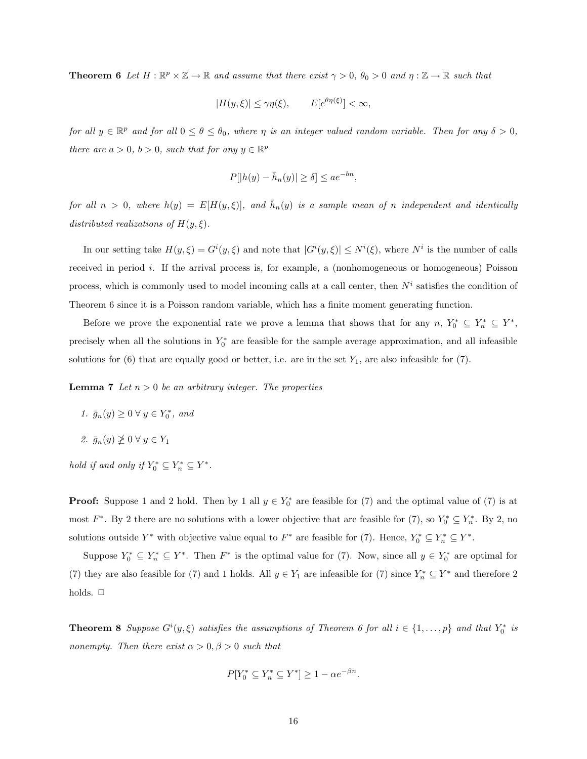**Theorem 6** *Let $H : \mathbb{R}^p \times \mathbb{Z} \to \mathbb{R}$ and assume that there exist $\gamma > 0$, $\theta_0 > 0$ and $\eta : \mathbb{Z} \to \mathbb{R}$ such that*

$$|H(y, \xi)| \leq \gamma \eta(\xi), \qquad E[e^{\theta \eta(\xi)}] < \infty,$$

*for all $y \in \mathbb{R}^p$ and for all $0 \leq \theta \leq \theta_0$, where $\eta$ is an integer valued random variable. Then for any $\delta > 0$, there are $a > 0$, $b > 0$, such that for any $y \in \mathbb{R}^p$*

$$P[|h(y) - \bar{h}_n(y)| \geq \delta] \leq ae^{-bn},$$

*for all $n > 0$, where $h(y) = E[H(y, \xi)]$, and $\bar{h}_n(y)$ is a sample mean of $n$ independent and identically distributed realizations of $H(y, \xi)$.*

In our setting take $H(y, \xi) = G^i(y, \xi)$ and note that $|G^i(y, \xi)| \leq N^i(\xi)$, where $N^i$ is the number of calls received in period $i$. If the arrival process is, for example, a (nonhomogeneous or homogeneous) Poisson process, which is commonly used to model incoming calls at a call center, then $N^i$ satisfies the condition of Theorem 6 since it is a Poisson random variable, which has a finite moment generating function.

Before we prove the exponential rate we prove a lemma that shows that for any $n$, $Y_0^* \subseteq Y_n^* \subseteq Y^*$, precisely when all the solutions in $Y_0^*$ are feasible for the sample average approximation, and all infeasible solutions for (6) that are equally good or better, i.e. are in the set $Y_1$, are also infeasible for (7).

**Lemma 7** *Let $n > 0$ be an arbitrary integer. The properties*

1. *$\bar{g}_n(y) \geq 0 \; \forall \; y \in Y_0^*$, and*
2. *$\bar{g}_n(y) \not\geq 0 \; \forall \; y \in Y_1$*

*hold if and only if $Y_0^* \subseteq Y_n^* \subseteq Y^*$.*

**Proof:** Suppose 1 and 2 hold. Then by 1 all $y \in Y_0^*$ are feasible for (7) and the optimal value of (7) is at most $F^*$. By 2 there are no solutions with a lower objective that are feasible for (7), so $Y_0^* \subseteq Y_n^*$. By 2, no solutions outside $Y^*$ with objective value equal to $F^*$ are feasible for (7). Hence, $Y_0^* \subseteq Y_n^* \subseteq Y^*$.

Suppose $Y_0^* \subseteq Y_n^* \subseteq Y^*$. Then $F^*$ is the optimal value for (7). Now, since all $y \in Y_0^*$ are optimal for (7) they are also feasible for (7) and 1 holds. All $y \in Y_1$ are infeasible for (7) since $Y_n^* \subseteq Y^*$ and therefore 2 holds. □

**Theorem 8** *Suppose $G^i(y, \xi)$ satisfies the assumptions of Theorem 6 for all $i \in \{1, \ldots, p\}$ and that $Y_0^*$ is nonempty. Then there exist $\alpha > 0, \beta > 0$ such that*

$$P[Y_0^* \subseteq Y_n^* \subseteq Y^*] \geq 1 - \alpha e^{-\beta n}.$$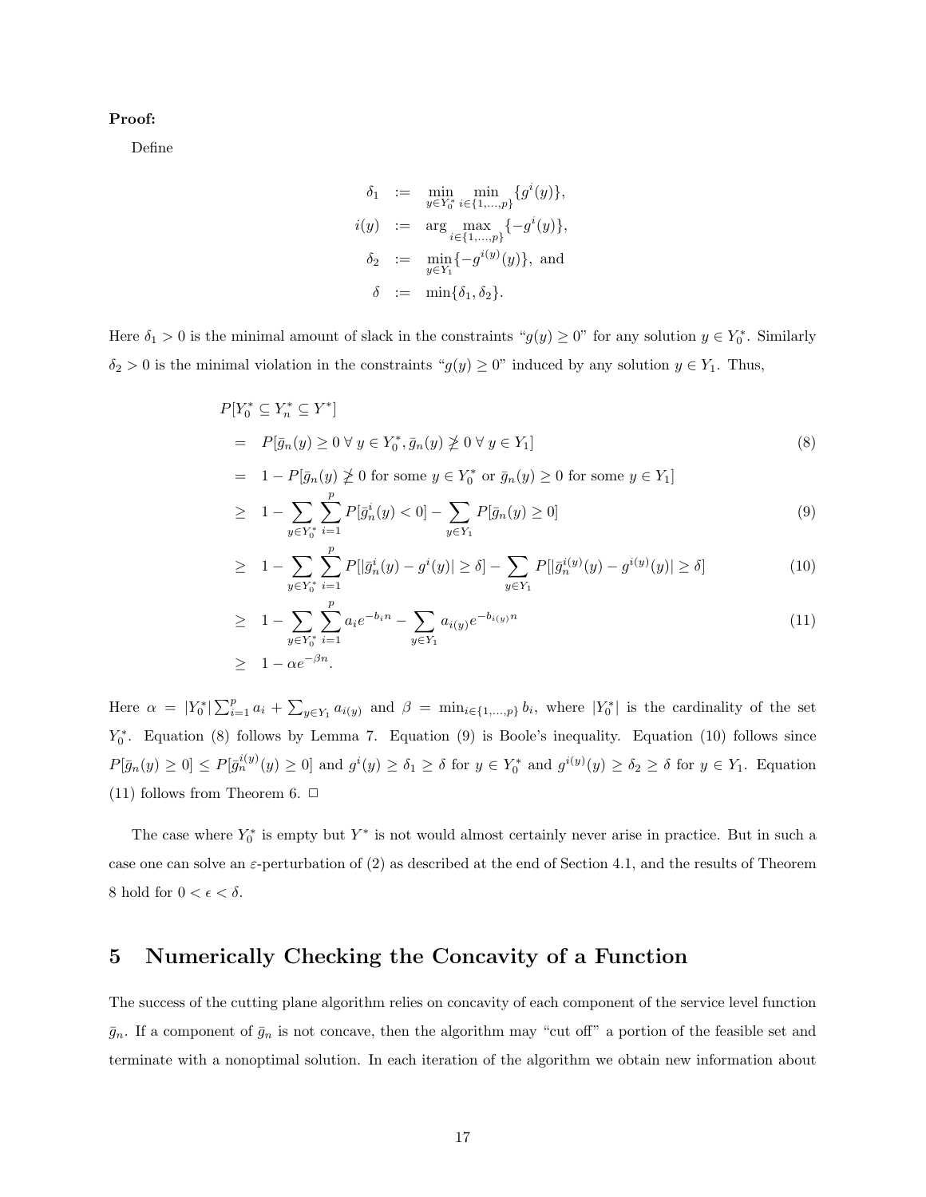**Proof:**

Define

$$
\begin{aligned}
\delta_1 &:= \min_{y \in Y_0^*} \min_{i \in \{1,\dots,p\}} \{g^i(y)\}, \\
i(y) &:= \arg \max_{i \in \{1,\dots,p\}} \{-g^i(y)\}, \\
\delta_2 &:= \min_{y \in Y_1} \{-g^{i(y)}(y)\}, \text{ and} \\
\delta &:= \min\{\delta_1, \delta_2\}.
\end{aligned}
$$

Here $\delta_1 > 0$ is the minimal amount of slack in the constraints "$g(y) \geq 0$" for any solution $y \in Y_0^*$. Similarly $\delta_2 > 0$ is the minimal violation in the constraints "$g(y) \geq 0$" induced by any solution $y \in Y_1$. Thus,

$$
\begin{aligned}
& P[Y_0^* \subseteq Y_n^* \subseteq Y^*] \\
&= P[\bar{g}_n(y) \geq 0 \;\forall\; y \in Y_0^*, \bar{g}_n(y) \ngeq 0 \;\forall\; y \in Y_1] && (8) \\
&= 1 - P[\bar{g}_n(y) \ngeq 0 \text{ for some } y \in Y_0^* \text{ or } \bar{g}_n(y) \geq 0 \text{ for some } y \in Y_1] \\
&\geq 1 - \sum_{y \in Y_0^*} \sum_{i=1}^{p} P[\bar{g}_n^i(y) < 0] - \sum_{y \in Y_1} P[\bar{g}_n(y) \geq 0] && (9) \\
&\geq 1 - \sum_{y \in Y_0^*} \sum_{i=1}^{p} P[|\bar{g}_n^i(y) - g^i(y)| \geq \delta] - \sum_{y \in Y_1} P[|\bar{g}_n^{i(y)}(y) - g^{i(y)}(y)| \geq \delta] && (10) \\
&\geq 1 - \sum_{y \in Y_0^*} \sum_{i=1}^{p} a_i e^{-b_i n} - \sum_{y \in Y_1} a_{i(y)} e^{-b_{i(y)} n} && (11) \\
&\geq 1 - \alpha e^{-\beta n}.
\end{aligned}
$$

Here $\alpha = |Y_0^*| \sum_{i=1}^{p} a_i + \sum_{y \in Y_1} a_{i(y)}$ and $\beta = \min_{i \in \{1,\dots,p\}} b_i$, where $|Y_0^*|$ is the cardinality of the set $Y_0^*$. Equation (8) follows by Lemma 7. Equation (9) is Boole's inequality. Equation (10) follows since $P[\bar{g}_n(y) \geq 0] \leq P[\bar{g}_n^{i(y)}(y) \geq 0]$ and $g^i(y) \geq \delta_1 \geq \delta$ for $y \in Y_0^*$ and $g^{i(y)}(y) \geq \delta_2 \geq \delta$ for $y \in Y_1$. Equation (11) follows from Theorem 6. $\square$

The case where $Y_0^*$ is empty but $Y^*$ is not would almost certainly never arise in practice. But in such a case one can solve an $\varepsilon$-perturbation of (2) as described at the end of Section 4.1, and the results of Theorem 8 hold for $0 < \epsilon < \delta$.

# 5 Numerically Checking the Concavity of a Function

The success of the cutting plane algorithm relies on concavity of each component of the service level function $\bar{g}_n$. If a component of $\bar{g}_n$ is not concave, then the algorithm may "cut off" a portion of the feasible set and terminate with a nonoptimal solution. In each iteration of the algorithm we obtain new information about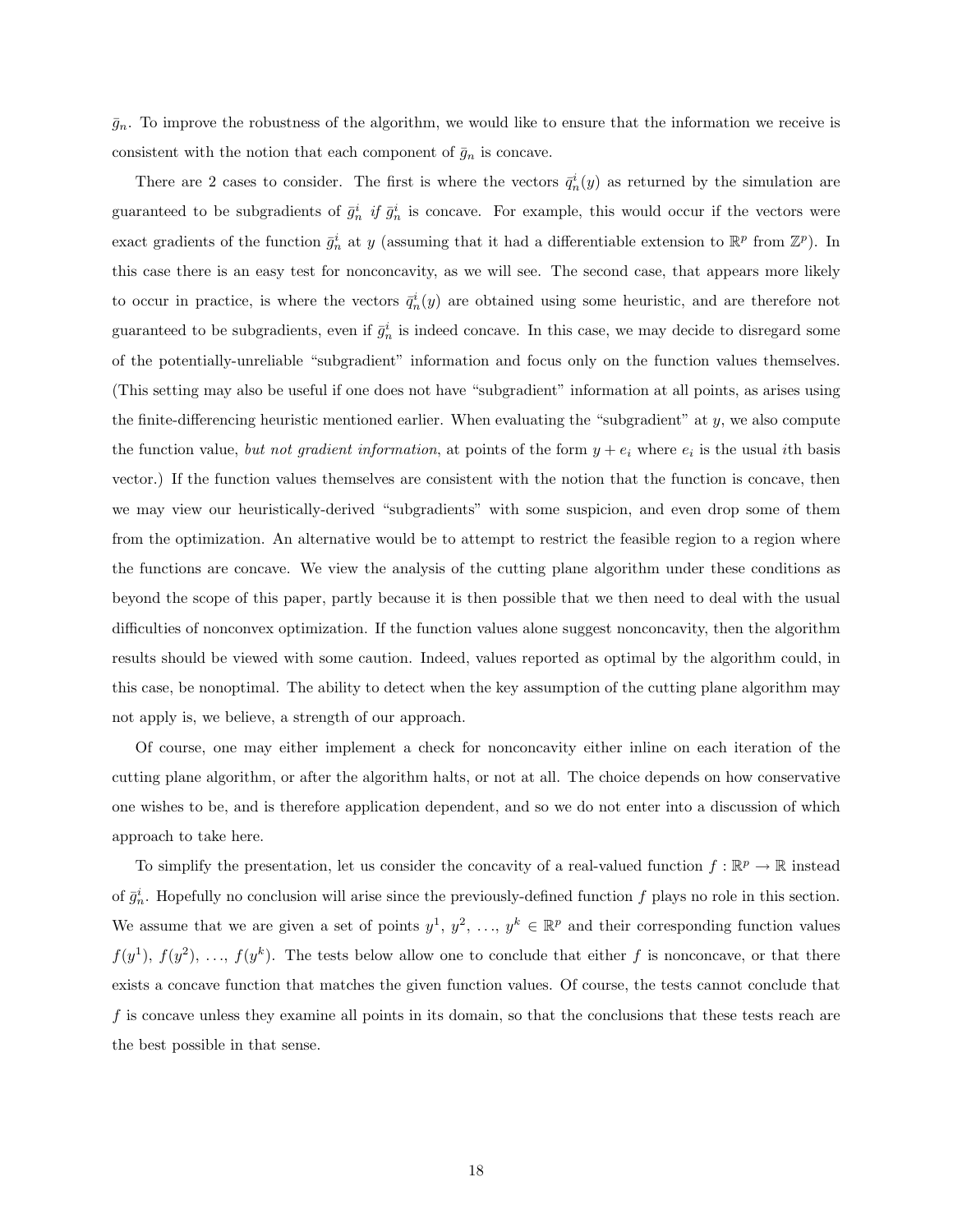$\bar{g}_n$. To improve the robustness of the algorithm, we would like to ensure that the information we receive is consistent with the notion that each component of $\bar{g}_n$ is concave.

There are 2 cases to consider. The first is where the vectors $\bar{q}_n^i(y)$ as returned by the simulation are guaranteed to be subgradients of $\bar{g}_n^i$ *if* $\bar{g}_n^i$ is concave. For example, this would occur if the vectors were exact gradients of the function $\bar{g}_n^i$ at $y$ (assuming that it had a differentiable extension to $\mathbb{R}^p$ from $\mathbb{Z}^p$). In this case there is an easy test for nonconcavity, as we will see. The second case, that appears more likely to occur in practice, is where the vectors $\bar{q}_n^i(y)$ are obtained using some heuristic, and are therefore not guaranteed to be subgradients, even if $\bar{g}_n^i$ is indeed concave. In this case, we may decide to disregard some of the potentially-unreliable "subgradient" information and focus only on the function values themselves. (This setting may also be useful if one does not have "subgradient" information at all points, as arises using the finite-differencing heuristic mentioned earlier. When evaluating the "subgradient" at $y$, we also compute the function value, *but not gradient information*, at points of the form $y + e_i$ where $e_i$ is the usual $i$th basis vector.) If the function values themselves are consistent with the notion that the function is concave, then we may view our heuristically-derived "subgradients" with some suspicion, and even drop some of them from the optimization. An alternative would be to attempt to restrict the feasible region to a region where the functions are concave. We view the analysis of the cutting plane algorithm under these conditions as beyond the scope of this paper, partly because it is then possible that we then need to deal with the usual difficulties of nonconvex optimization. If the function values alone suggest nonconcavity, then the algorithm results should be viewed with some caution. Indeed, values reported as optimal by the algorithm could, in this case, be nonoptimal. The ability to detect when the key assumption of the cutting plane algorithm may not apply is, we believe, a strength of our approach.

Of course, one may either implement a check for nonconcavity either inline on each iteration of the cutting plane algorithm, or after the algorithm halts, or not at all. The choice depends on how conservative one wishes to be, and is therefore application dependent, and so we do not enter into a discussion of which approach to take here.

To simplify the presentation, let us consider the concavity of a real-valued function $f : \mathbb{R}^p \to \mathbb{R}$ instead of $\bar{g}_n^i$. Hopefully no conclusion will arise since the previously-defined function $f$ plays no role in this section. We assume that we are given a set of points $y^1, y^2, \ldots, y^k \in \mathbb{R}^p$ and their corresponding function values $f(y^1), f(y^2), \ldots, f(y^k)$. The tests below allow one to conclude that either $f$ is nonconcave, or that there exists a concave function that matches the given function values. Of course, the tests cannot conclude that $f$ is concave unless they examine all points in its domain, so that the conclusions that these tests reach are the best possible in that sense.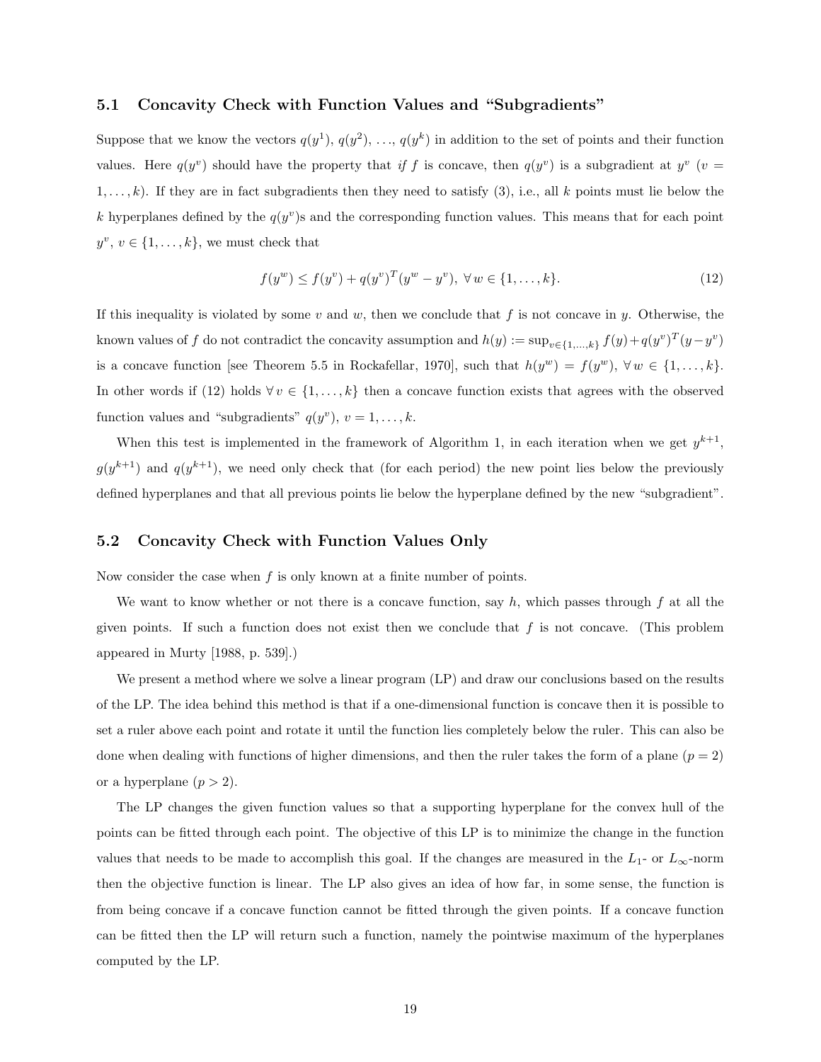### 5.1 Concavity Check with Function Values and "Subgradients"

Suppose that we know the vectors $q(y^1)$, $q(y^2)$, …, $q(y^k)$ in addition to the set of points and their function values. Here $q(y^v)$ should have the property that *if* $f$ is concave, then $q(y^v)$ is a subgradient at $y^v$ ($v = 1, \ldots, k$). If they are in fact subgradients then they need to satisfy (3), i.e., all $k$ points must lie below the $k$ hyperplanes defined by the $q(y^v)$s and the corresponding function values. This means that for each point $y^v$, $v \in \{1, \ldots, k\}$, we must check that

$$f(y^w) \leq f(y^v) + q(y^v)^T(y^w - y^v), \; \forall\, w \in \{1, \ldots, k\}. \tag{12}$$

If this inequality is violated by some $v$ and $w$, then we conclude that $f$ is not concave in $y$. Otherwise, the known values of $f$ do not contradict the concavity assumption and $h(y) := \sup_{v\in\{1,\ldots,k\}} f(y) + q(y^v)^T(y - y^v)$ is a concave function [see Theorem 5.5 in Rockafellar, 1970], such that $h(y^w) = f(y^w)$, $\forall\, w \in \{1, \ldots, k\}$. In other words if (12) holds $\forall\, v \in \{1, \ldots, k\}$ then a concave function exists that agrees with the observed function values and "subgradients" $q(y^v)$, $v = 1, \ldots, k$.

When this test is implemented in the framework of Algorithm 1, in each iteration when we get $y^{k+1}$, $g(y^{k+1})$ and $q(y^{k+1})$, we need only check that (for each period) the new point lies below the previously defined hyperplanes and that all previous points lie below the hyperplane defined by the new "subgradient".

### 5.2 Concavity Check with Function Values Only

Now consider the case when $f$ is only known at a finite number of points.

We want to know whether or not there is a concave function, say $h$, which passes through $f$ at all the given points. If such a function does not exist then we conclude that $f$ is not concave. (This problem appeared in Murty [1988, p. 539].)

We present a method where we solve a linear program (LP) and draw our conclusions based on the results of the LP. The idea behind this method is that if a one-dimensional function is concave then it is possible to set a ruler above each point and rotate it until the function lies completely below the ruler. This can also be done when dealing with functions of higher dimensions, and then the ruler takes the form of a plane ($p = 2$) or a hyperplane ($p > 2$).

The LP changes the given function values so that a supporting hyperplane for the convex hull of the points can be fitted through each point. The objective of this LP is to minimize the change in the function values that needs to be made to accomplish this goal. If the changes are measured in the $L_1$- or $L_\infty$-norm then the objective function is linear. The LP also gives an idea of how far, in some sense, the function is from being concave if a concave function cannot be fitted through the given points. If a concave function can be fitted then the LP will return such a function, namely the pointwise maximum of the hyperplanes computed by the LP.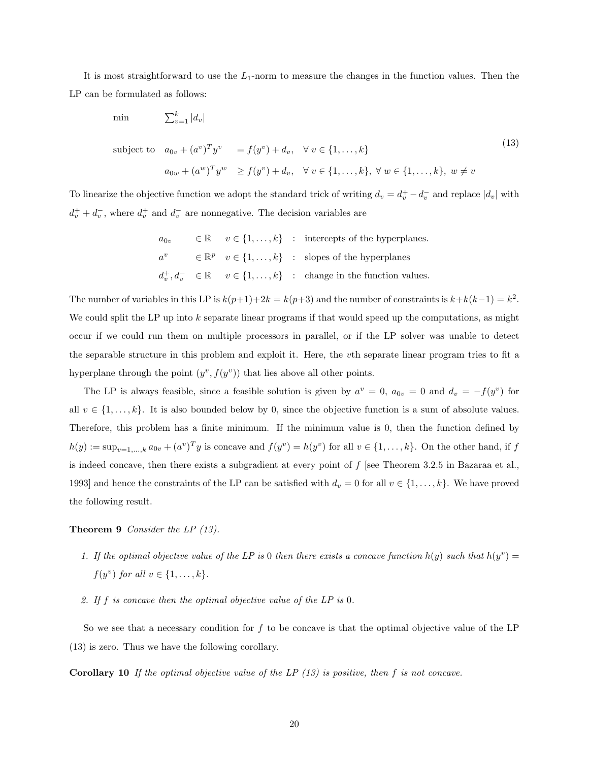It is most straightforward to use the $L_1$-norm to measure the changes in the function values. Then the LP can be formulated as follows:

$$
\begin{array}{lll}
\min & \sum_{v=1}^{k} |d_v| & \\
\text{subject to} & a_{0v} + (a^v)^T y^v = f(y^v) + d_v, & \forall\, v \in \{1,\ldots,k\} \\
& a_{0w} + (a^w)^T y^w \geq f(y^v) + d_v, & \forall\, v \in \{1,\ldots,k\},\ \forall\, w \in \{1,\ldots,k\},\ w \neq v
\end{array}
\tag{13}
$$

To linearize the objective function we adopt the standard trick of writing $d_v = d_v^+ - d_v^-$ and replace $|d_v|$ with $d_v^+ + d_v^-$, where $d_v^+$ and $d_v^-$ are nonnegative. The decision variables are

$$
\begin{array}{llll}
a_{0v} & \in \mathbb{R} & v \in \{1,\ldots,k\} & : \text{ intercepts of the hyperplanes.} \\
a^v & \in \mathbb{R}^p & v \in \{1,\ldots,k\} & : \text{ slopes of the hyperplanes} \\
d_v^+, d_v^- & \in \mathbb{R} & v \in \{1,\ldots,k\} & : \text{ change in the function values.}
\end{array}
$$

The number of variables in this LP is $k(p+1)+2k = k(p+3)$ and the number of constraints is $k+k(k-1) = k^2$. We could split the LP up into $k$ separate linear programs if that would speed up the computations, as might occur if we could run them on multiple processors in parallel, or if the LP solver was unable to detect the separable structure in this problem and exploit it. Here, the $v$th separate linear program tries to fit a hyperplane through the point $(y^v, f(y^v))$ that lies above all other points.

The LP is always feasible, since a feasible solution is given by $a^v = 0$, $a_{0v} = 0$ and $d_v = -f(y^v)$ for all $v \in \{1,\ldots,k\}$. It is also bounded below by 0, since the objective function is a sum of absolute values. Therefore, this problem has a finite minimum. If the minimum value is 0, then the function defined by $h(y) := \sup_{v=1,\ldots,k} a_{0v} + (a^v)^T y$ is concave and $f(y^v) = h(y^v)$ for all $v \in \{1,\ldots,k\}$. On the other hand, if $f$ is indeed concave, then there exists a subgradient at every point of $f$ [see Theorem 3.2.5 in Bazaraa et al., 1993] and hence the constraints of the LP can be satisfied with $d_v = 0$ for all $v \in \{1,\ldots,k\}$. We have proved the following result.

**Theorem 9** *Consider the LP (13).*

1. *If the optimal objective value of the LP is 0 then there exists a concave function $h(y)$ such that $h(y^v) = f(y^v)$ for all $v \in \{1,\ldots,k\}$.*
2. *If $f$ is concave then the optimal objective value of the LP is 0.*

So we see that a necessary condition for $f$ to be concave is that the optimal objective value of the LP (13) is zero. Thus we have the following corollary.

**Corollary 10** *If the optimal objective value of the LP (13) is positive, then $f$ is not concave.*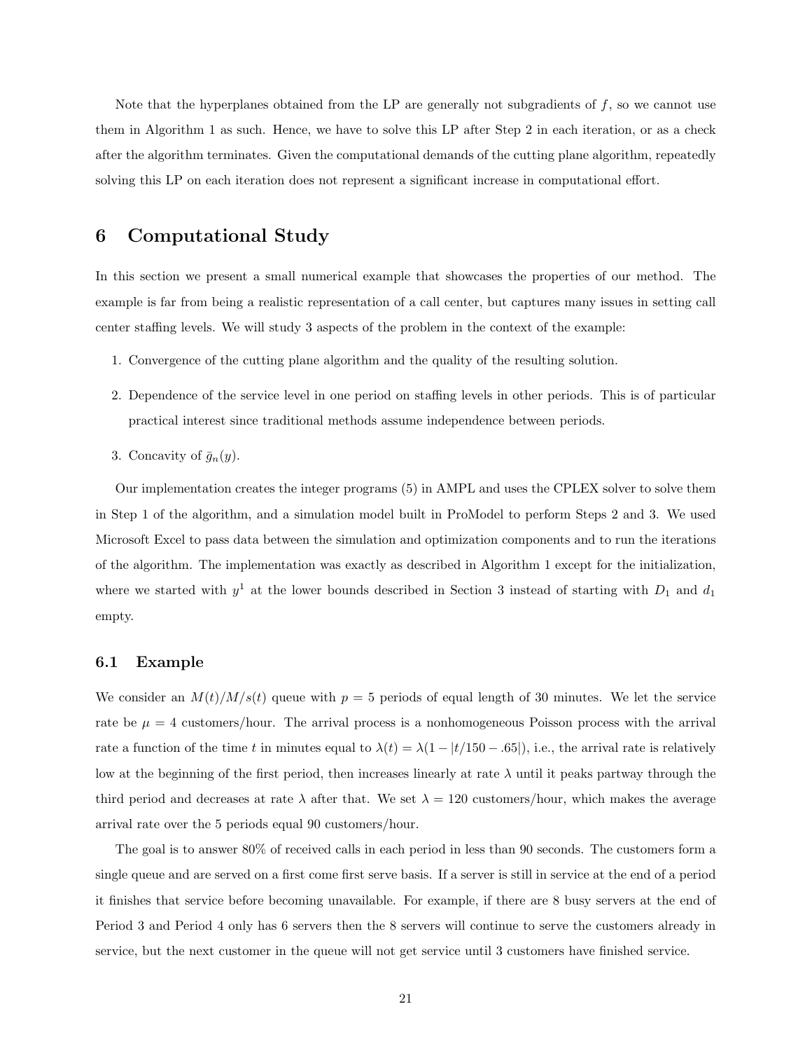Note that the hyperplanes obtained from the LP are generally not subgradients of $f$, so we cannot use them in Algorithm 1 as such. Hence, we have to solve this LP after Step 2 in each iteration, or as a check after the algorithm terminates. Given the computational demands of the cutting plane algorithm, repeatedly solving this LP on each iteration does not represent a significant increase in computational effort.

# 6 Computational Study

In this section we present a small numerical example that showcases the properties of our method. The example is far from being a realistic representation of a call center, but captures many issues in setting call center staffing levels. We will study 3 aspects of the problem in the context of the example:

1. Convergence of the cutting plane algorithm and the quality of the resulting solution.
2. Dependence of the service level in one period on staffing levels in other periods. This is of particular practical interest since traditional methods assume independence between periods.
3. Concavity of $\bar{g}_n(y)$.

Our implementation creates the integer programs (5) in AMPL and uses the CPLEX solver to solve them in Step 1 of the algorithm, and a simulation model built in ProModel to perform Steps 2 and 3. We used Microsoft Excel to pass data between the simulation and optimization components and to run the iterations of the algorithm. The implementation was exactly as described in Algorithm 1 except for the initialization, where we started with $y^1$ at the lower bounds described in Section 3 instead of starting with $D_1$ and $d_1$ empty.

## 6.1 Example

We consider an $M(t)/M/s(t)$ queue with $p = 5$ periods of equal length of 30 minutes. We let the service rate be $\mu = 4$ customers/hour. The arrival process is a nonhomogeneous Poisson process with the arrival rate a function of the time $t$ in minutes equal to $\lambda(t) = \lambda(1 - |t/150 - .65|)$, i.e., the arrival rate is relatively low at the beginning of the first period, then increases linearly at rate $\lambda$ until it peaks partway through the third period and decreases at rate $\lambda$ after that. We set $\lambda = 120$ customers/hour, which makes the average arrival rate over the 5 periods equal 90 customers/hour.

The goal is to answer 80% of received calls in each period in less than 90 seconds. The customers form a single queue and are served on a first come first serve basis. If a server is still in service at the end of a period it finishes that service before becoming unavailable. For example, if there are 8 busy servers at the end of Period 3 and Period 4 only has 6 servers then the 8 servers will continue to serve the customers already in service, but the next customer in the queue will not get service until 3 customers have finished service.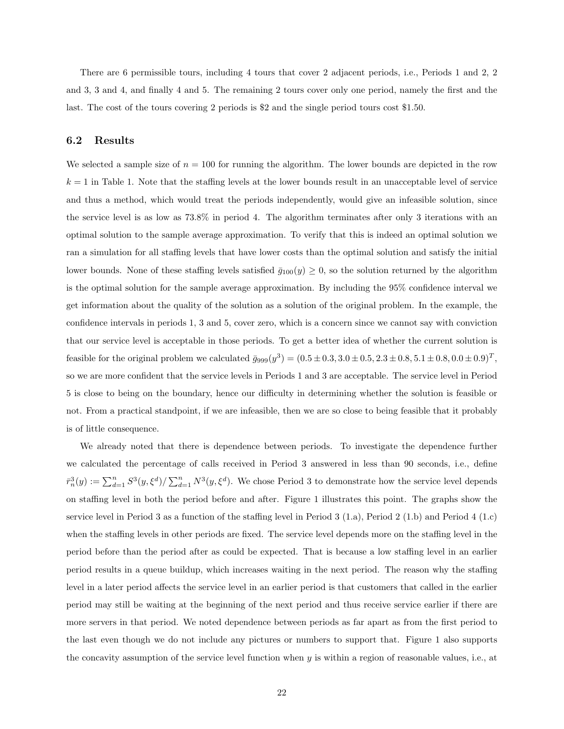There are 6 permissible tours, including 4 tours that cover 2 adjacent periods, i.e., Periods 1 and 2, 2 and 3, 3 and 4, and finally 4 and 5. The remaining 2 tours cover only one period, namely the first and the last. The cost of the tours covering 2 periods is \$2 and the single period tours cost \$1.50.

### 6.2 Results

We selected a sample size of $n = 100$ for running the algorithm. The lower bounds are depicted in the row $k = 1$ in Table 1. Note that the staffing levels at the lower bounds result in an unacceptable level of service and thus a method, which would treat the periods independently, would give an infeasible solution, since the service level is as low as 73.8% in period 4. The algorithm terminates after only 3 iterations with an optimal solution to the sample average approximation. To verify that this is indeed an optimal solution we ran a simulation for all staffing levels that have lower costs than the optimal solution and satisfy the initial lower bounds. None of these staffing levels satisfied $\bar{g}_{100}(y) \geq 0$, so the solution returned by the algorithm is the optimal solution for the sample average approximation. By including the 95% confidence interval we get information about the quality of the solution as a solution of the original problem. In the example, the confidence intervals in periods 1, 3 and 5, cover zero, which is a concern since we cannot say with conviction that our service level is acceptable in those periods. To get a better idea of whether the current solution is feasible for the original problem we calculated $\bar{g}_{999}(y^3) = (0.5 \pm 0.3, 3.0 \pm 0.5, 2.3 \pm 0.8, 5.1 \pm 0.8, 0.0 \pm 0.9)^T$, so we are more confident that the service levels in Periods 1 and 3 are acceptable. The service level in Period 5 is close to being on the boundary, hence our difficulty in determining whether the solution is feasible or not. From a practical standpoint, if we are infeasible, then we are so close to being feasible that it probably is of little consequence.

We already noted that there is dependence between periods. To investigate the dependence further we calculated the percentage of calls received in Period 3 answered in less than 90 seconds, i.e., define $\bar{r}_n^3(y) := \sum_{d=1}^n S^3(y, \xi^d) / \sum_{d=1}^n N^3(y, \xi^d)$. We chose Period 3 to demonstrate how the service level depends on staffing level in both the period before and after. Figure 1 illustrates this point. The graphs show the service level in Period 3 as a function of the staffing level in Period 3 (1.a), Period 2 (1.b) and Period 4 (1.c) when the staffing levels in other periods are fixed. The service level depends more on the staffing level in the period before than the period after as could be expected. That is because a low staffing level in an earlier period results in a queue buildup, which increases waiting in the next period. The reason why the staffing level in a later period affects the service level in an earlier period is that customers that called in the earlier period may still be waiting at the beginning of the next period and thus receive service earlier if there are more servers in that period. We noted dependence between periods as far apart as from the first period to the last even though we do not include any pictures or numbers to support that. Figure 1 also supports the concavity assumption of the service level function when $y$ is within a region of reasonable values, i.e., at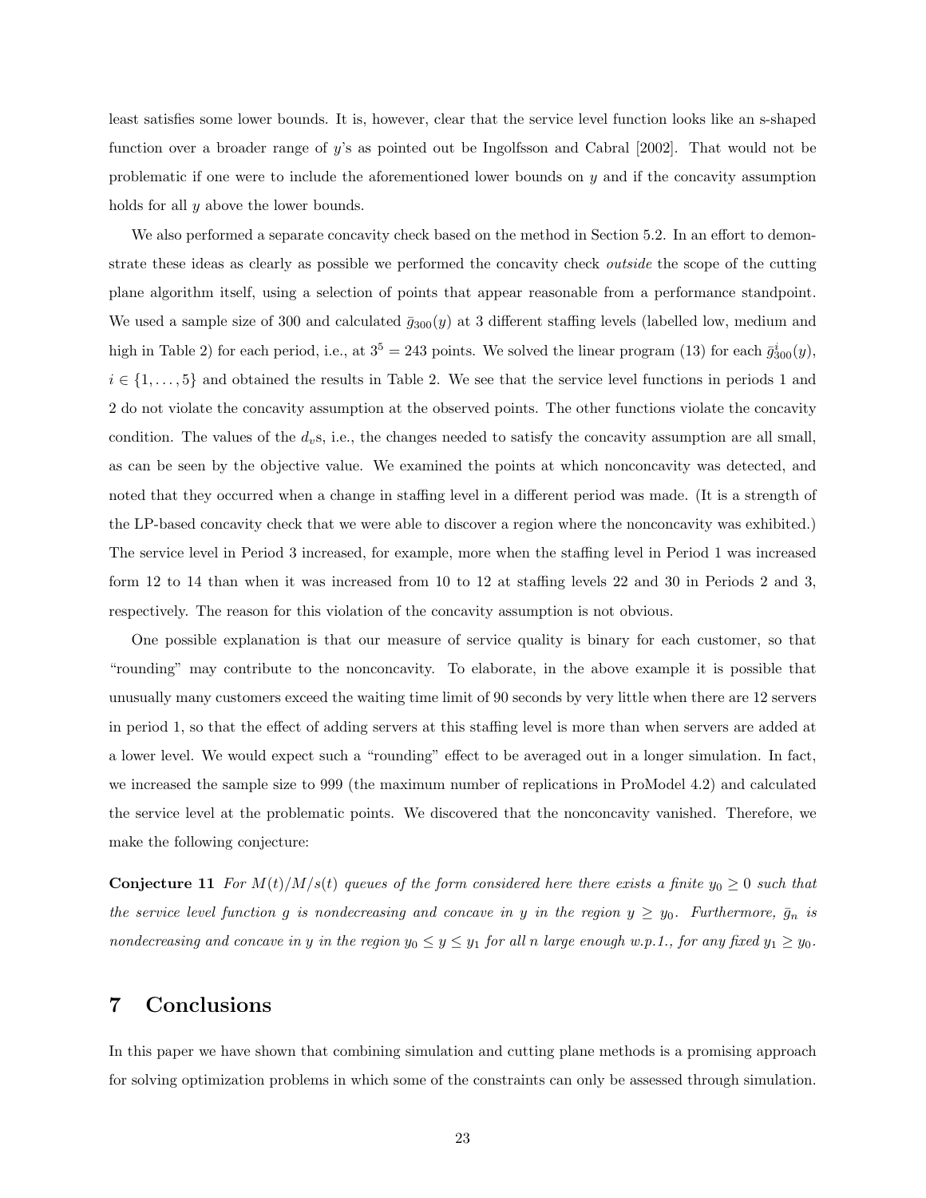least satisfies some lower bounds. It is, however, clear that the service level function looks like an s-shaped function over a broader range of $y$'s as pointed out be Ingolfsson and Cabral [2002]. That would not be problematic if one were to include the aforementioned lower bounds on $y$ and if the concavity assumption holds for all $y$ above the lower bounds.

We also performed a separate concavity check based on the method in Section 5.2. In an effort to demonstrate these ideas as clearly as possible we performed the concavity check *outside* the scope of the cutting plane algorithm itself, using a selection of points that appear reasonable from a performance standpoint. We used a sample size of 300 and calculated $\bar{g}_{300}(y)$ at 3 different staffing levels (labelled low, medium and high in Table 2) for each period, i.e., at $3^5 = 243$ points. We solved the linear program (13) for each $\bar{g}^i_{300}(y)$, $i \in \{1, \ldots, 5\}$ and obtained the results in Table 2. We see that the service level functions in periods 1 and 2 do not violate the concavity assumption at the observed points. The other functions violate the concavity condition. The values of the $d_v$s, i.e., the changes needed to satisfy the concavity assumption are all small, as can be seen by the objective value. We examined the points at which nonconcavity was detected, and noted that they occurred when a change in staffing level in a different period was made. (It is a strength of the LP-based concavity check that we were able to discover a region where the nonconcavity was exhibited.) The service level in Period 3 increased, for example, more when the staffing level in Period 1 was increased form 12 to 14 than when it was increased from 10 to 12 at staffing levels 22 and 30 in Periods 2 and 3, respectively. The reason for this violation of the concavity assumption is not obvious.

One possible explanation is that our measure of service quality is binary for each customer, so that "rounding" may contribute to the nonconcavity. To elaborate, in the above example it is possible that unusually many customers exceed the waiting time limit of 90 seconds by very little when there are 12 servers in period 1, so that the effect of adding servers at this staffing level is more than when servers are added at a lower level. We would expect such a "rounding" effect to be averaged out in a longer simulation. In fact, we increased the sample size to 999 (the maximum number of replications in ProModel 4.2) and calculated the service level at the problematic points. We discovered that the nonconcavity vanished. Therefore, we make the following conjecture:

**Conjecture 11** *For $M(t)/M/s(t)$ queues of the form considered here there exists a finite $y_0 \geq 0$ such that the service level function $g$ is nondecreasing and concave in $y$ in the region $y \geq y_0$. Furthermore, $\bar{g}_n$ is nondecreasing and concave in $y$ in the region $y_0 \leq y \leq y_1$ for all $n$ large enough w.p.1., for any fixed $y_1 \geq y_0$.*

# 7 Conclusions

In this paper we have shown that combining simulation and cutting plane methods is a promising approach for solving optimization problems in which some of the constraints can only be assessed through simulation.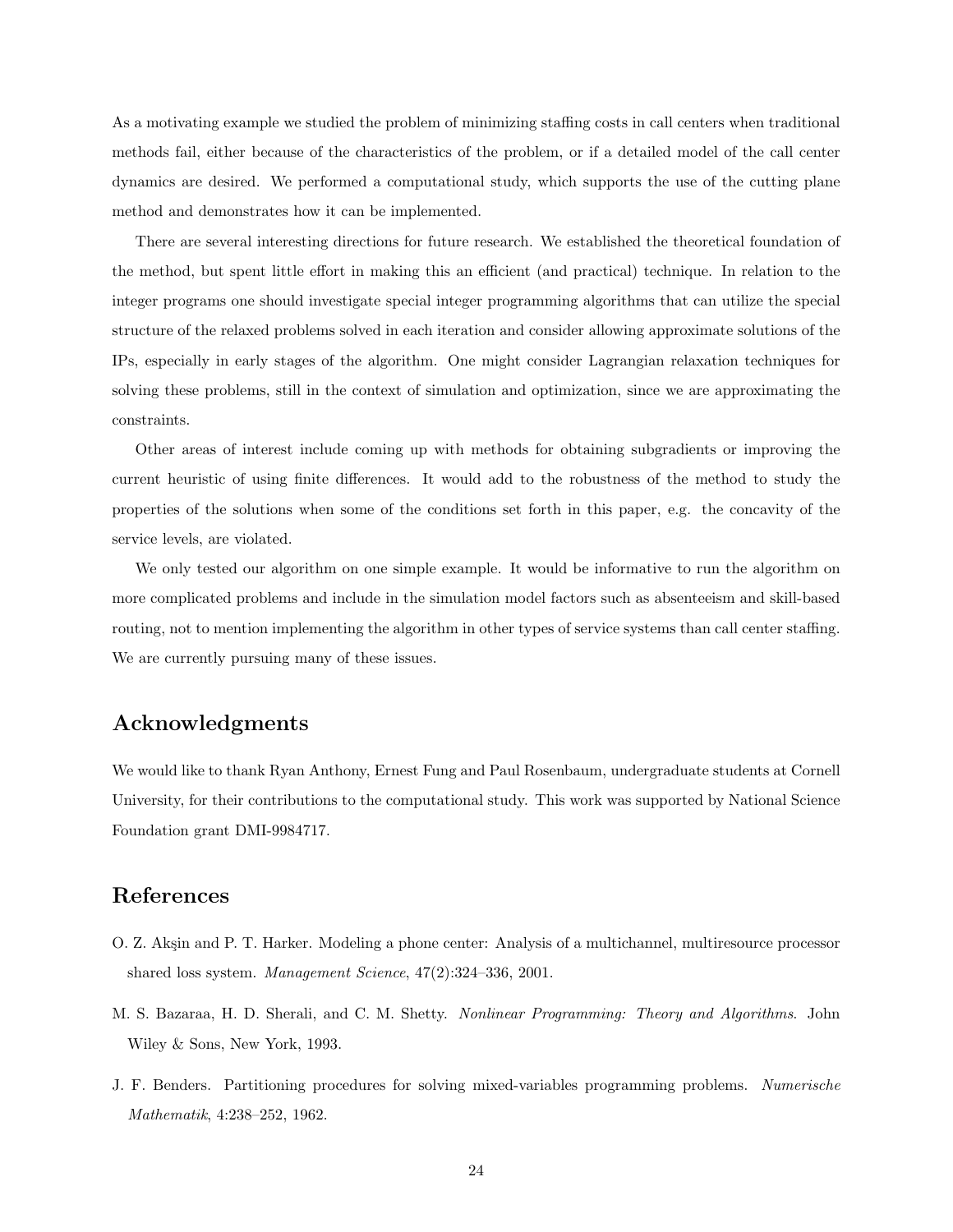As a motivating example we studied the problem of minimizing staffing costs in call centers when traditional methods fail, either because of the characteristics of the problem, or if a detailed model of the call center dynamics are desired. We performed a computational study, which supports the use of the cutting plane method and demonstrates how it can be implemented.

There are several interesting directions for future research. We established the theoretical foundation of the method, but spent little effort in making this an efficient (and practical) technique. In relation to the integer programs one should investigate special integer programming algorithms that can utilize the special structure of the relaxed problems solved in each iteration and consider allowing approximate solutions of the IPs, especially in early stages of the algorithm. One might consider Lagrangian relaxation techniques for solving these problems, still in the context of simulation and optimization, since we are approximating the constraints.

Other areas of interest include coming up with methods for obtaining subgradients or improving the current heuristic of using finite differences. It would add to the robustness of the method to study the properties of the solutions when some of the conditions set forth in this paper, e.g. the concavity of the service levels, are violated.

We only tested our algorithm on one simple example. It would be informative to run the algorithm on more complicated problems and include in the simulation model factors such as absenteeism and skill-based routing, not to mention implementing the algorithm in other types of service systems than call center staffing. We are currently pursuing many of these issues.

## Acknowledgments

We would like to thank Ryan Anthony, Ernest Fung and Paul Rosenbaum, undergraduate students at Cornell University, for their contributions to the computational study. This work was supported by National Science Foundation grant DMI-9984717.

## References

O. Z. Akşin and P. T. Harker. Modeling a phone center: Analysis of a multichannel, multiresource processor shared loss system. *Management Science*, 47(2):324–336, 2001.

M. S. Bazaraa, H. D. Sherali, and C. M. Shetty. *Nonlinear Programming: Theory and Algorithms*. John Wiley & Sons, New York, 1993.

J. F. Benders. Partitioning procedures for solving mixed-variables programming problems. *Numerische Mathematik*, 4:238–252, 1962.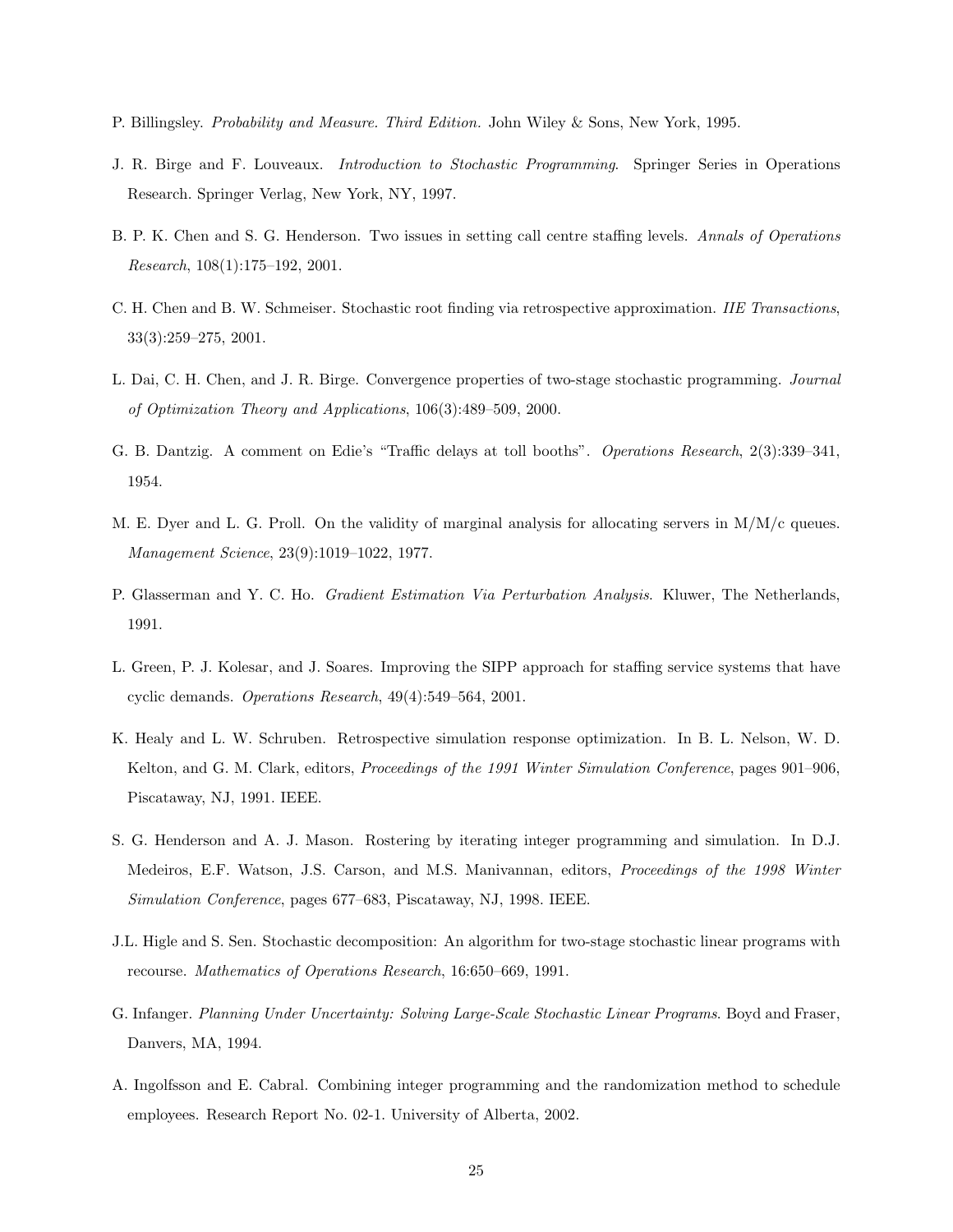P. Billingsley. *Probability and Measure. Third Edition.* John Wiley & Sons, New York, 1995.

J. R. Birge and F. Louveaux. *Introduction to Stochastic Programming*. Springer Series in Operations Research. Springer Verlag, New York, NY, 1997.

B. P. K. Chen and S. G. Henderson. Two issues in setting call centre staffing levels. *Annals of Operations Research*, 108(1):175–192, 2001.

C. H. Chen and B. W. Schmeiser. Stochastic root finding via retrospective approximation. *IIE Transactions*, 33(3):259–275, 2001.

L. Dai, C. H. Chen, and J. R. Birge. Convergence properties of two-stage stochastic programming. *Journal of Optimization Theory and Applications*, 106(3):489–509, 2000.

G. B. Dantzig. A comment on Edie's "Traffic delays at toll booths". *Operations Research*, 2(3):339–341, 1954.

M. E. Dyer and L. G. Proll. On the validity of marginal analysis for allocating servers in M/M/c queues. *Management Science*, 23(9):1019–1022, 1977.

P. Glasserman and Y. C. Ho. *Gradient Estimation Via Perturbation Analysis*. Kluwer, The Netherlands, 1991.

L. Green, P. J. Kolesar, and J. Soares. Improving the SIPP approach for staffing service systems that have cyclic demands. *Operations Research*, 49(4):549–564, 2001.

K. Healy and L. W. Schruben. Retrospective simulation response optimization. In B. L. Nelson, W. D. Kelton, and G. M. Clark, editors, *Proceedings of the 1991 Winter Simulation Conference*, pages 901–906, Piscataway, NJ, 1991. IEEE.

S. G. Henderson and A. J. Mason. Rostering by iterating integer programming and simulation. In D.J. Medeiros, E.F. Watson, J.S. Carson, and M.S. Manivannan, editors, *Proceedings of the 1998 Winter Simulation Conference*, pages 677–683, Piscataway, NJ, 1998. IEEE.

J.L. Higle and S. Sen. Stochastic decomposition: An algorithm for two-stage stochastic linear programs with recourse. *Mathematics of Operations Research*, 16:650–669, 1991.

G. Infanger. *Planning Under Uncertainty: Solving Large-Scale Stochastic Linear Programs*. Boyd and Fraser, Danvers, MA, 1994.

A. Ingolfsson and E. Cabral. Combining integer programming and the randomization method to schedule employees. Research Report No. 02-1. University of Alberta, 2002.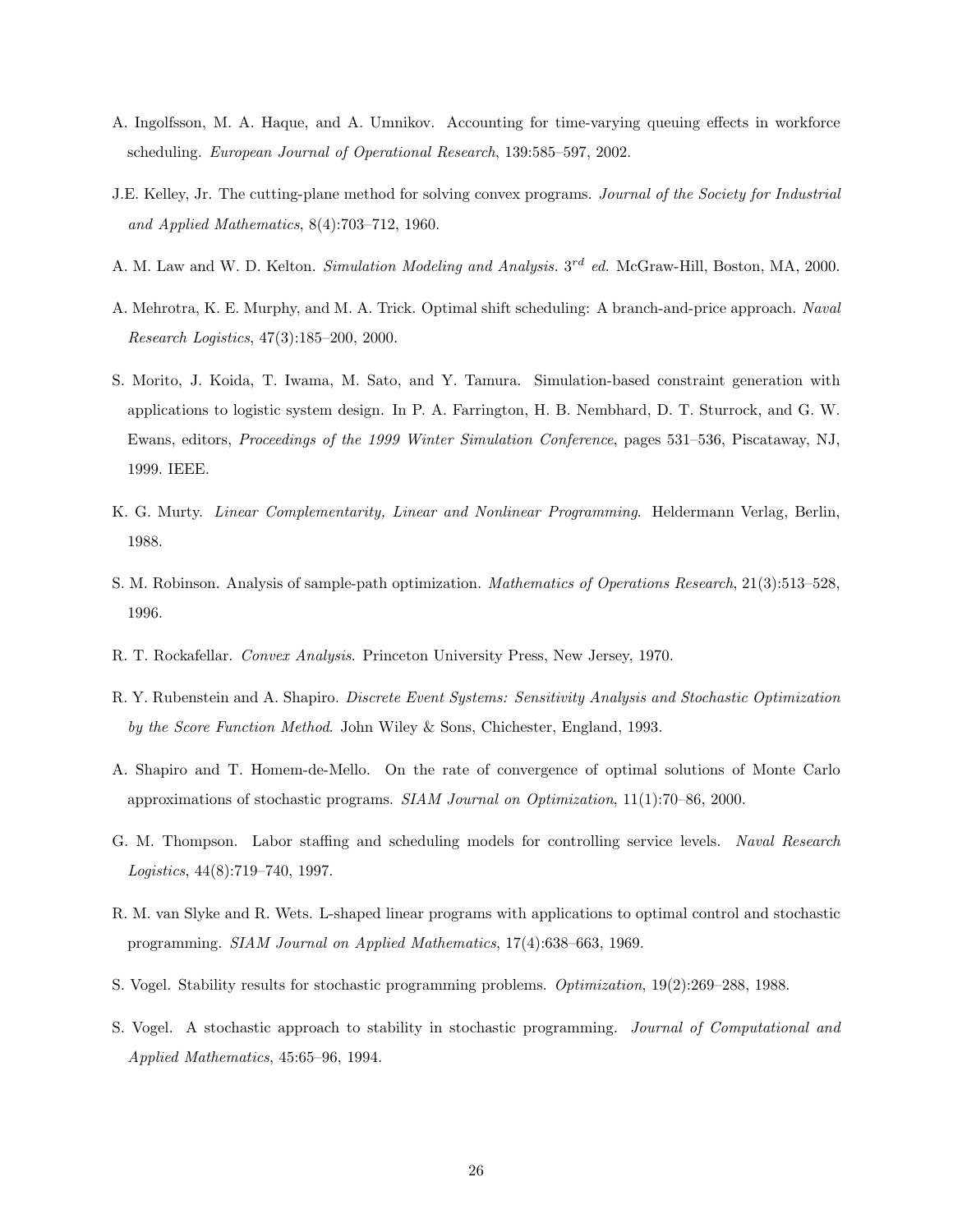A. Ingolfsson, M. A. Haque, and A. Umnikov. Accounting for time-varying queuing effects in workforce scheduling. *European Journal of Operational Research*, 139:585–597, 2002.

J.E. Kelley, Jr. The cutting-plane method for solving convex programs. *Journal of the Society for Industrial and Applied Mathematics*, 8(4):703–712, 1960.

A. M. Law and W. D. Kelton. *Simulation Modeling and Analysis*. $3^{rd}$ *ed.* McGraw-Hill, Boston, MA, 2000.

A. Mehrotra, K. E. Murphy, and M. A. Trick. Optimal shift scheduling: A branch-and-price approach. *Naval Research Logistics*, 47(3):185–200, 2000.

S. Morito, J. Koida, T. Iwama, M. Sato, and Y. Tamura. Simulation-based constraint generation with applications to logistic system design. In P. A. Farrington, H. B. Nembhard, D. T. Sturrock, and G. W. Ewans, editors, *Proceedings of the 1999 Winter Simulation Conference*, pages 531–536, Piscataway, NJ, 1999. IEEE.

K. G. Murty. *Linear Complementarity, Linear and Nonlinear Programming*. Heldermann Verlag, Berlin, 1988.

S. M. Robinson. Analysis of sample-path optimization. *Mathematics of Operations Research*, 21(3):513–528, 1996.

R. T. Rockafellar. *Convex Analysis*. Princeton University Press, New Jersey, 1970.

R. Y. Rubenstein and A. Shapiro. *Discrete Event Systems: Sensitivity Analysis and Stochastic Optimization by the Score Function Method*. John Wiley & Sons, Chichester, England, 1993.

A. Shapiro and T. Homem-de-Mello. On the rate of convergence of optimal solutions of Monte Carlo approximations of stochastic programs. *SIAM Journal on Optimization*, 11(1):70–86, 2000.

G. M. Thompson. Labor staffing and scheduling models for controlling service levels. *Naval Research Logistics*, 44(8):719–740, 1997.

R. M. van Slyke and R. Wets. L-shaped linear programs with applications to optimal control and stochastic programming. *SIAM Journal on Applied Mathematics*, 17(4):638–663, 1969.

S. Vogel. Stability results for stochastic programming problems. *Optimization*, 19(2):269–288, 1988.

S. Vogel. A stochastic approach to stability in stochastic programming. *Journal of Computational and Applied Mathematics*, 45:65–96, 1994.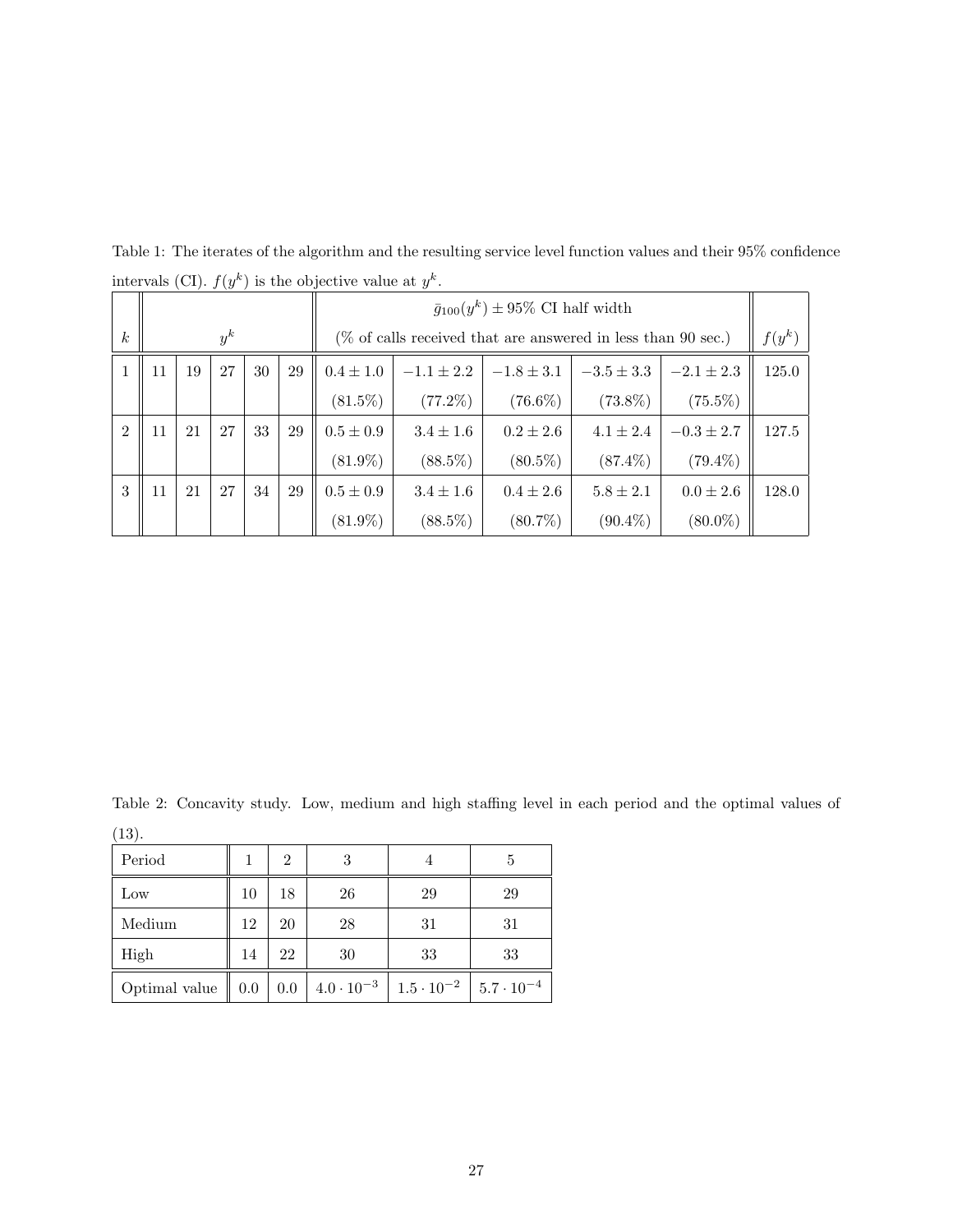Table 1: The iterates of the algorithm and the resulting service level function values and their 95% confidence intervals (CI). $f(y^k)$ is the objective value at $y^k$.

| $k$ | $y^k$ | | | | | $\bar{g}_{100}(y^k) \pm 95\%$ CI half width (% of calls received that are answered in less than 90 sec.) | | | | | $f(y^k)$ |
|---|---|---|---|---|---|---|---|---|---|---|---|
| 1 | 11 | 19 | 27 | 30 | 29 | $0.4 \pm 1.0$ (81.5%) | $-1.1 \pm 2.2$ (77.2%) | $-1.8 \pm 3.1$ (76.6%) | $-3.5 \pm 3.3$ (73.8%) | $-2.1 \pm 2.3$ (75.5%) | 125.0 |
| 2 | 11 | 21 | 27 | 33 | 29 | $0.5 \pm 0.9$ (81.9%) | $3.4 \pm 1.6$ (88.5%) | $0.2 \pm 2.6$ (80.5%) | $4.1 \pm 2.4$ (87.4%) | $-0.3 \pm 2.7$ (79.4%) | 127.5 |
| 3 | 11 | 21 | 27 | 34 | 29 | $0.5 \pm 0.9$ (81.9%) | $3.4 \pm 1.6$ (88.5%) | $0.4 \pm 2.6$ (80.7%) | $5.8 \pm 2.1$ (90.4%) | $0.0 \pm 2.6$ (80.0%) | 128.0 |

Table 2: Concavity study. Low, medium and high staffing level in each period and the optimal values of (13).

| Period | 1 | 2 | 3 | 4 | 5 |
|---|---|---|---|---|---|
| Low | 10 | 18 | 26 | 29 | 29 |
| Medium | 12 | 20 | 28 | 31 | 31 |
| High | 14 | 22 | 30 | 33 | 33 |
| Optimal value | 0.0 | 0.0 | $4.0 \cdot 10^{-3}$ | $1.5 \cdot 10^{-2}$ | $5.7 \cdot 10^{-4}$ |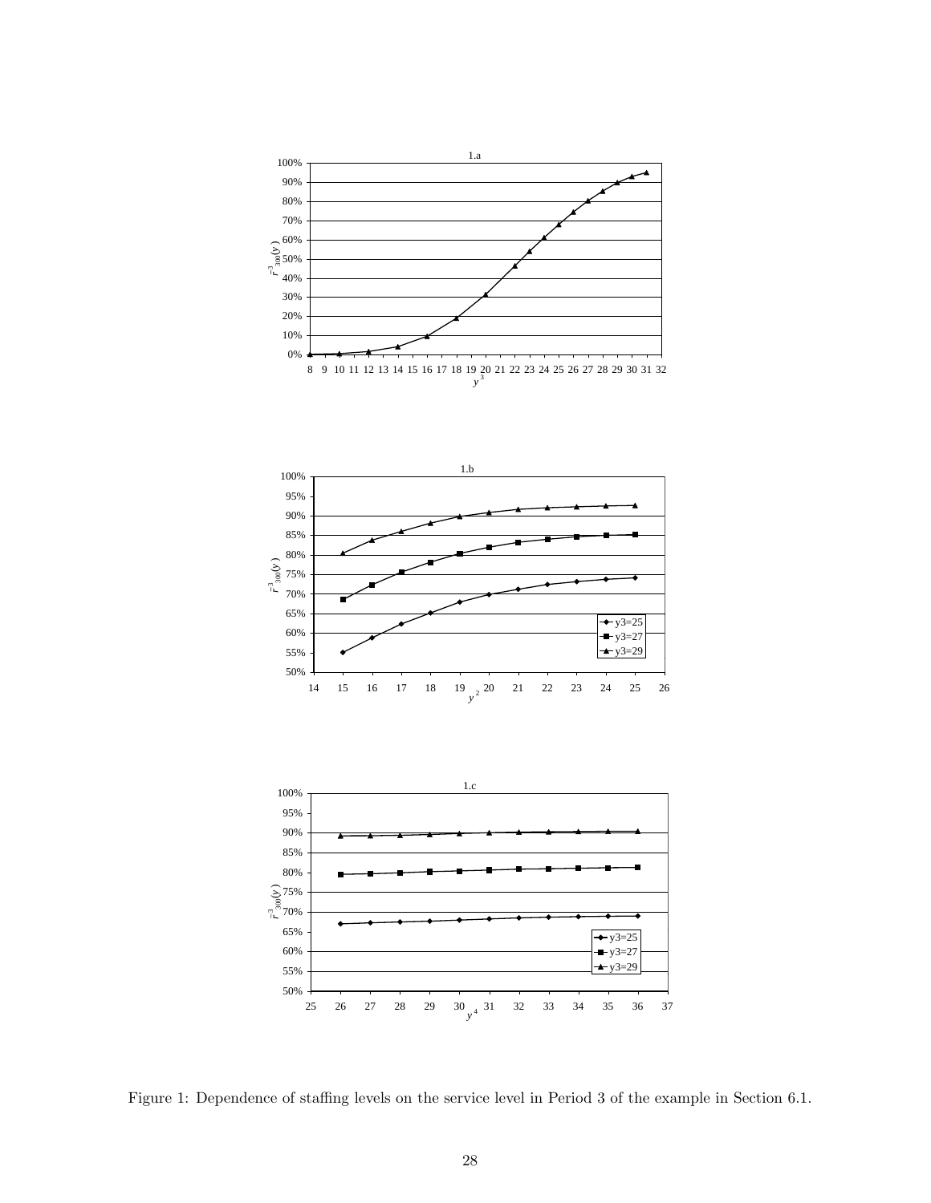1.a

100%
90%
80%
70%
60%
50%
40%
30%
20%
10%
0%

$\bar{r}^3_{300}(y)$

8 9 10 11 12 13 14 15 16 17 18 19 20 21 22 23 24 25 26 27 28 29 30 31 32

$y^3$

1.b

100%
95%
90%
85%
80%
75%
70%
65%
60%
55%
50%

$\bar{r}^3_{300}(y)$

14 15 16 17 18 19 20 21 22 23 24 25 26

$y^2$

y3=25
y3=27
y3=29

1.c

100%
95%
90%
85%
80%
75%
70%
65%
60%
55%
50%

$\bar{r}^3_{300}(y)$

25 26 27 28 29 30 31 32 33 34 35 36 37

$y^4$

y3=25
y3=27
y3=29

Figure 1: Dependence of staffing levels on the service level in Period 3 of the example in Section 6.1.